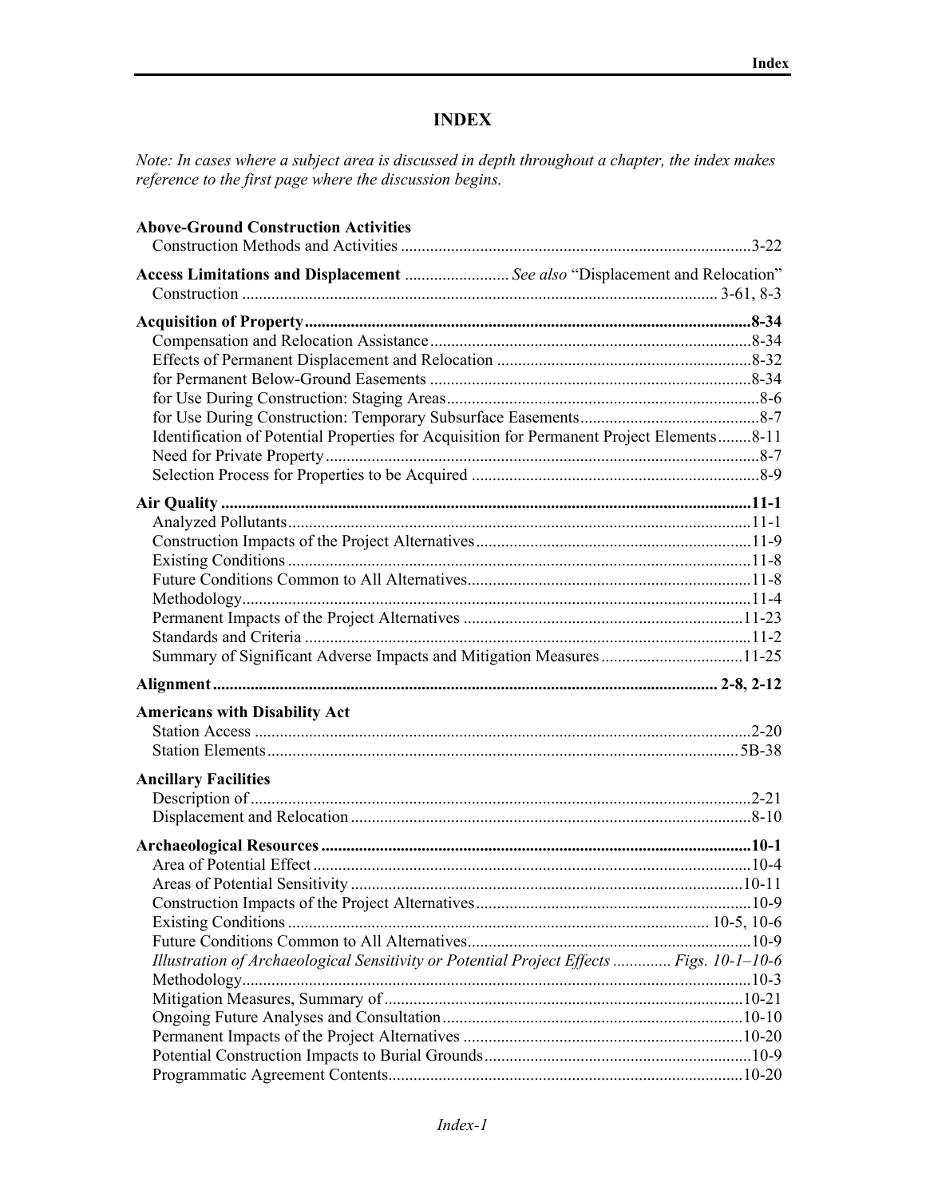# INDEX

*Note: In cases where a subject area is discussed in depth throughout a chapter, the index makes reference to the first page where the discussion begins.*

**Above-Ground Construction Activities**
- Construction Methods and Activities ........ 3-22

**Access Limitations and Displacement** ........ *See also* "Displacement and Relocation"
- Construction ........ 3-61, 8-3

**Acquisition of Property ........ 8-34**
- Compensation and Relocation Assistance ........ 8-34
- Effects of Permanent Displacement and Relocation ........ 8-32
- for Permanent Below-Ground Easements ........ 8-34
- for Use During Construction: Staging Areas ........ 8-6
- for Use During Construction: Temporary Subsurface Easements ........ 8-7
- Identification of Potential Properties for Acquisition for Permanent Project Elements ........ 8-11
- Need for Private Property ........ 8-7
- Selection Process for Properties to be Acquired ........ 8-9

**Air Quality ........ 11-1**
- Analyzed Pollutants ........ 11-1
- Construction Impacts of the Project Alternatives ........ 11-9
- Existing Conditions ........ 11-8
- Future Conditions Common to All Alternatives ........ 11-8
- Methodology ........ 11-4
- Permanent Impacts of the Project Alternatives ........ 11-23
- Standards and Criteria ........ 11-2
- Summary of Significant Adverse Impacts and Mitigation Measures ........ 11-25

**Alignment ........ 2-8, 2-12**

**Americans with Disability Act**
- Station Access ........ 2-20
- Station Elements ........ 5B-38

**Ancillary Facilities**
- Description of ........ 2-21
- Displacement and Relocation ........ 8-10

**Archaeological Resources ........ 10-1**
- Area of Potential Effect ........ 10-4
- Areas of Potential Sensitivity ........ 10-11
- Construction Impacts of the Project Alternatives ........ 10-9
- Existing Conditions ........ 10-5, 10-6
- Future Conditions Common to All Alternatives ........ 10-9
- *Illustration of Archaeological Sensitivity or Potential Project Effects ........ Figs. 10-1–10-6*
- Methodology ........ 10-3
- Mitigation Measures, Summary of ........ 10-21
- Ongoing Future Analyses and Consultation ........ 10-10
- Permanent Impacts of the Project Alternatives ........ 10-20
- Potential Construction Impacts to Burial Grounds ........ 10-9
- Programmatic Agreement Contents ........ 10-20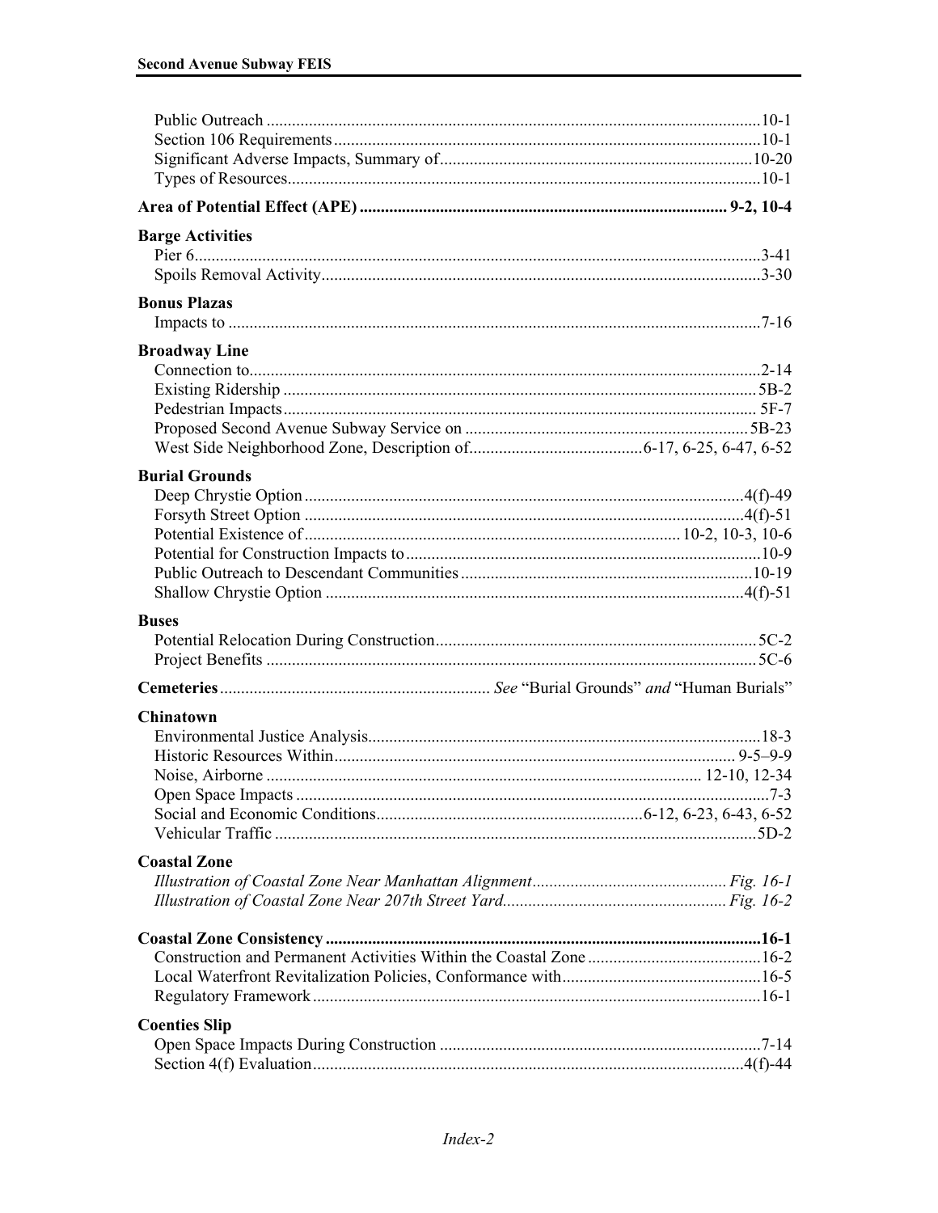Public Outreach ....................................................................................................................10-1
Section 106 Requirements ...................................................................................................10-1
Significant Adverse Impacts, Summary of .........................................................................10-20
Types of Resources..............................................................................................................10-1

**Area of Potential Effect (APE)** ...................................................................................... **9-2, 10-4**

**Barge Activities**
Pier 6.....................................................................................................................................3-41
Spoils Removal Activity.......................................................................................................3-30

**Bonus Plazas**
Impacts to .............................................................................................................................7-16

**Broadway Line**
Connection to........................................................................................................................2-14
Existing Ridership ............................................................................................................... 5B-2
Pedestrian Impacts............................................................................................................... 5F-7
Proposed Second Avenue Subway Service on .................................................................. 5B-23
West Side Neighborhood Zone, Description of.........................................6-17, 6-25, 6-47, 6-52

**Burial Grounds**
Deep Chrystie Option ....................................................................................................4(f)-49
Forsyth Street Option .....................................................................................................4(f)-51
Potential Existence of ........................................................................................ 10-2, 10-3, 10-6
Potential for Construction Impacts to ...................................................................................10-9
Public Outreach to Descendant Communities ....................................................................10-19
Shallow Chrystie Option ................................................................................................4(f)-51

**Buses**
Potential Relocation During Construction........................................................................... 5C-2
Project Benefits ................................................................................................................... 5C-6

**Cemeteries**............................................................. *See* "Burial Grounds" *and* "Human Burials"

**Chinatown**
Environmental Justice Analysis............................................................................................18-3
Historic Resources Within.............................................................................................. 9-5–9-9
Noise, Airborne ................................................................................................... 12-10, 12-34
Open Space Impacts ...............................................................................................................7-3
Social and Economic Conditions..............................................................6-12, 6-23, 6-43, 6-52
Vehicular Traffic ................................................................................................................. 5D-2

**Coastal Zone**
*Illustration of Coastal Zone Near Manhattan Alignment.............................................. Fig. 16-1*
*Illustration of Coastal Zone Near 207th Street Yard..................................................... Fig. 16-2*

**Coastal Zone Consistency** ..................................................................................................... **16-1**
Construction and Permanent Activities Within the Coastal Zone .........................................16-2
Local Waterfront Revitalization Policies, Conformance with...............................................16-5
Regulatory Framework.........................................................................................................16-1

**Coenties Slip**
Open Space Impacts During Construction ............................................................................7-14
Section 4(f) Evaluation....................................................................................................4(f)-44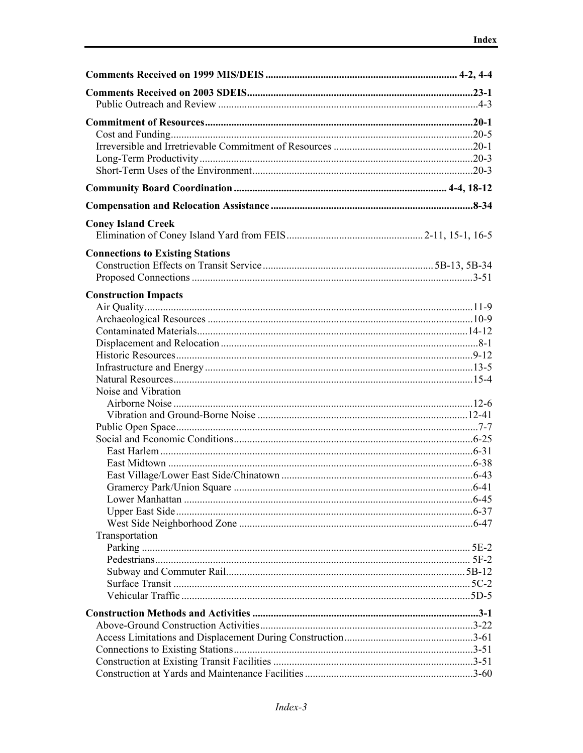**Comments Received on 1999 MIS/DEIS** ......... 4-2, 4-4

**Comments Received on 2003 SDEIS** ......... 23-1

Public Outreach and Review ......... 4-3

**Commitment of Resources** ......... 20-1

Cost and Funding ......... 20-5

Irreversible and Irretrievable Commitment of Resources ......... 20-1

Long-Term Productivity ......... 20-3

Short-Term Uses of the Environment ......... 20-3

**Community Board Coordination** ......... 4-4, 18-12

**Compensation and Relocation Assistance** ......... 8-34

**Coney Island Creek**

Elimination of Coney Island Yard from FEIS ......... 2-11, 15-1, 16-5

**Connections to Existing Stations**

Construction Effects on Transit Service ......... 5B-13, 5B-34

Proposed Connections ......... 3-51

**Construction Impacts**

Air Quality ......... 11-9

Archaeological Resources ......... 10-9

Contaminated Materials ......... 14-12

Displacement and Relocation ......... 8-1

Historic Resources ......... 9-12

Infrastructure and Energy ......... 13-5

Natural Resources ......... 15-4

Noise and Vibration

- Airborne Noise ......... 12-6
- Vibration and Ground-Borne Noise ......... 12-41

Public Open Space ......... 7-7

Social and Economic Conditions ......... 6-25

- East Harlem ......... 6-31
- East Midtown ......... 6-38
- East Village/Lower East Side/Chinatown ......... 6-43
- Gramercy Park/Union Square ......... 6-41
- Lower Manhattan ......... 6-45
- Upper East Side ......... 6-37
- West Side Neighborhood Zone ......... 6-47

Transportation

- Parking ......... 5E-2
- Pedestrians ......... 5F-2
- Subway and Commuter Rail ......... 5B-12
- Surface Transit ......... 5C-2
- Vehicular Traffic ......... 5D-5

**Construction Methods and Activities** ......... 3-1

Above-Ground Construction Activities ......... 3-22

Access Limitations and Displacement During Construction ......... 3-61

Connections to Existing Stations ......... 3-51

Construction at Existing Transit Facilities ......... 3-51

Construction at Yards and Maintenance Facilities ......... 3-60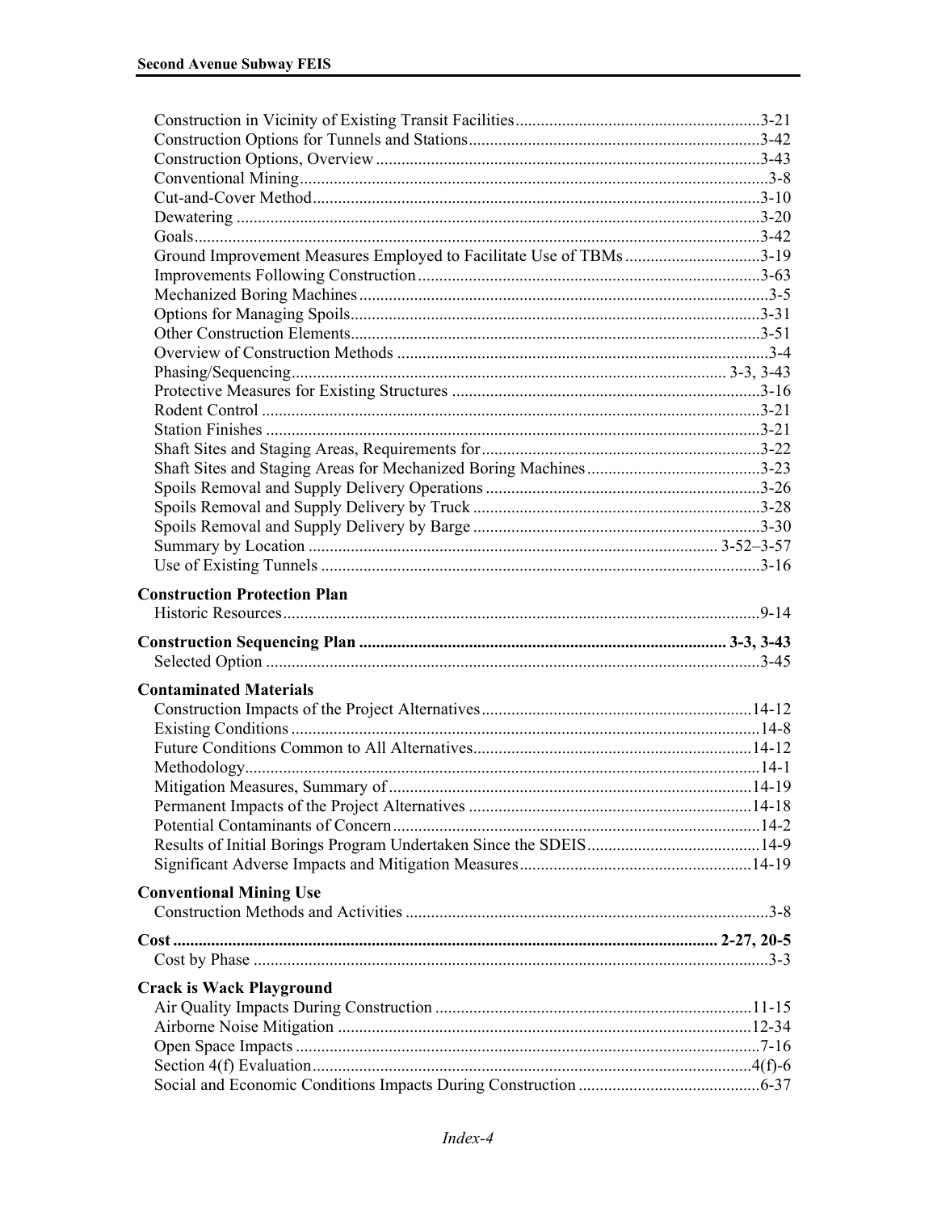Construction in Vicinity of Existing Transit Facilities ........ 3-21
Construction Options for Tunnels and Stations ........ 3-42
Construction Options, Overview ........ 3-43
Conventional Mining ........ 3-8
Cut-and-Cover Method ........ 3-10
Dewatering ........ 3-20
Goals ........ 3-42
Ground Improvement Measures Employed to Facilitate Use of TBMs ........ 3-19
Improvements Following Construction ........ 3-63
Mechanized Boring Machines ........ 3-5
Options for Managing Spoils ........ 3-31
Other Construction Elements ........ 3-51
Overview of Construction Methods ........ 3-4
Phasing/Sequencing ........ 3-3, 3-43
Protective Measures for Existing Structures ........ 3-16
Rodent Control ........ 3-21
Station Finishes ........ 3-21
Shaft Sites and Staging Areas, Requirements for ........ 3-22
Shaft Sites and Staging Areas for Mechanized Boring Machines ........ 3-23
Spoils Removal and Supply Delivery Operations ........ 3-26
Spoils Removal and Supply Delivery by Truck ........ 3-28
Spoils Removal and Supply Delivery by Barge ........ 3-30
Summary by Location ........ 3-52–3-57
Use of Existing Tunnels ........ 3-16

**Construction Protection Plan**
Historic Resources ........ 9-14

**Construction Sequencing Plan ........ 3-3, 3-43**
Selected Option ........ 3-45

**Contaminated Materials**
Construction Impacts of the Project Alternatives ........ 14-12
Existing Conditions ........ 14-8
Future Conditions Common to All Alternatives ........ 14-12
Methodology ........ 14-1
Mitigation Measures, Summary of ........ 14-19
Permanent Impacts of the Project Alternatives ........ 14-18
Potential Contaminants of Concern ........ 14-2
Results of Initial Borings Program Undertaken Since the SDEIS ........ 14-9
Significant Adverse Impacts and Mitigation Measures ........ 14-19

**Conventional Mining Use**
Construction Methods and Activities ........ 3-8

**Cost ........ 2-27, 20-5**
Cost by Phase ........ 3-3

**Crack is Wack Playground**
Air Quality Impacts During Construction ........ 11-15
Airborne Noise Mitigation ........ 12-34
Open Space Impacts ........ 7-16
Section 4(f) Evaluation ........ 4(f)-6
Social and Economic Conditions Impacts During Construction ........ 6-37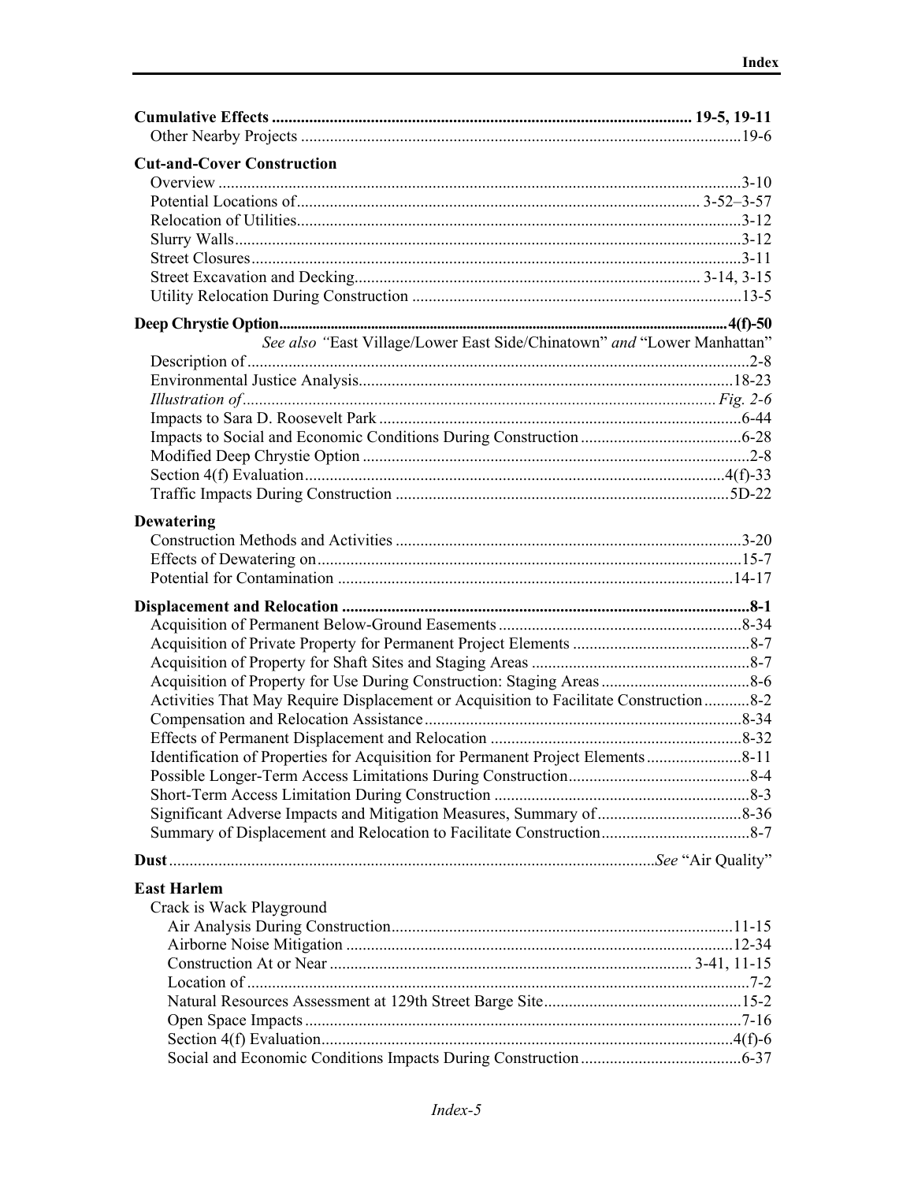**Cumulative Effects** ..................................................................................................... 19-5, 19-11
- Other Nearby Projects ..........................................................................................................19-6

**Cut-and-Cover Construction**
- Overview ..............................................................................................................................3-10
- Potential Locations of................................................................................................ 3-52–3-57
- Relocation of Utilities...........................................................................................................3-12
- Slurry Walls..........................................................................................................................3-12
- Street Closures......................................................................................................................3-11
- Street Excavation and Decking.................................................................................. 3-14, 3-15
- Utility Relocation During Construction ...............................................................................13-5

**Deep Chrystie Option**.....................................................................................................................4(f)-50
*See also "*East Village/Lower East Side/Chinatown" *and* "Lower Manhattan"
- Description of........................................................................................................................2-8
- Environmental Justice Analysis...........................................................................................18-23
- *Illustration of*.................................................................................................................. *Fig. 2-6*
- Impacts to Sara D. Roosevelt Park .......................................................................................6-44
- Impacts to Social and Economic Conditions During Construction .......................................6-28
- Modified Deep Chrystie Option .............................................................................................2-8
- Section 4(f) Evaluation......................................................................................................4(f)-33
- Traffic Impacts During Construction ................................................................................5D-22

**Dewatering**
- Construction Methods and Activities ...................................................................................3-20
- Effects of Dewatering on......................................................................................................15-7
- Potential for Contamination ................................................................................................14-17

**Displacement and Relocation** ..................................................................................................8-1
- Acquisition of Permanent Below-Ground Easements...........................................................8-34
- Acquisition of Private Property for Permanent Project Elements ...........................................8-7
- Acquisition of Property for Shaft Sites and Staging Areas ....................................................8-7
- Acquisition of Property for Use During Construction: Staging Areas ....................................8-6
- Activities That May Require Displacement or Acquisition to Facilitate Construction ...........8-2
- Compensation and Relocation Assistance............................................................................8-34
- Effects of Permanent Displacement and Relocation ............................................................8-32
- Identification of Properties for Acquisition for Permanent Project Elements.......................8-11
- Possible Longer-Term Access Limitations During Construction............................................8-4
- Short-Term Access Limitation During Construction .............................................................8-3
- Significant Adverse Impacts and Mitigation Measures, Summary of...................................8-36
- Summary of Displacement and Relocation to Facilitate Construction....................................8-7

**Dust**.....................................................................................................................*See* "Air Quality"

**East Harlem**
- Crack is Wack Playground
  - Air Analysis During Construction..................................................................................11-15
  - Airborne Noise Mitigation .............................................................................................12-34
  - Construction At or Near ...................................................................................... 3-41, 11-15
  - Location of ........................................................................................................................7-2
  - Natural Resources Assessment at 129th Street Barge Site................................................15-2
  - Open Space Impacts .........................................................................................................7-16
  - Section 4(f) Evaluation...................................................................................................4(f)-6
  - Social and Economic Conditions Impacts During Construction.......................................6-37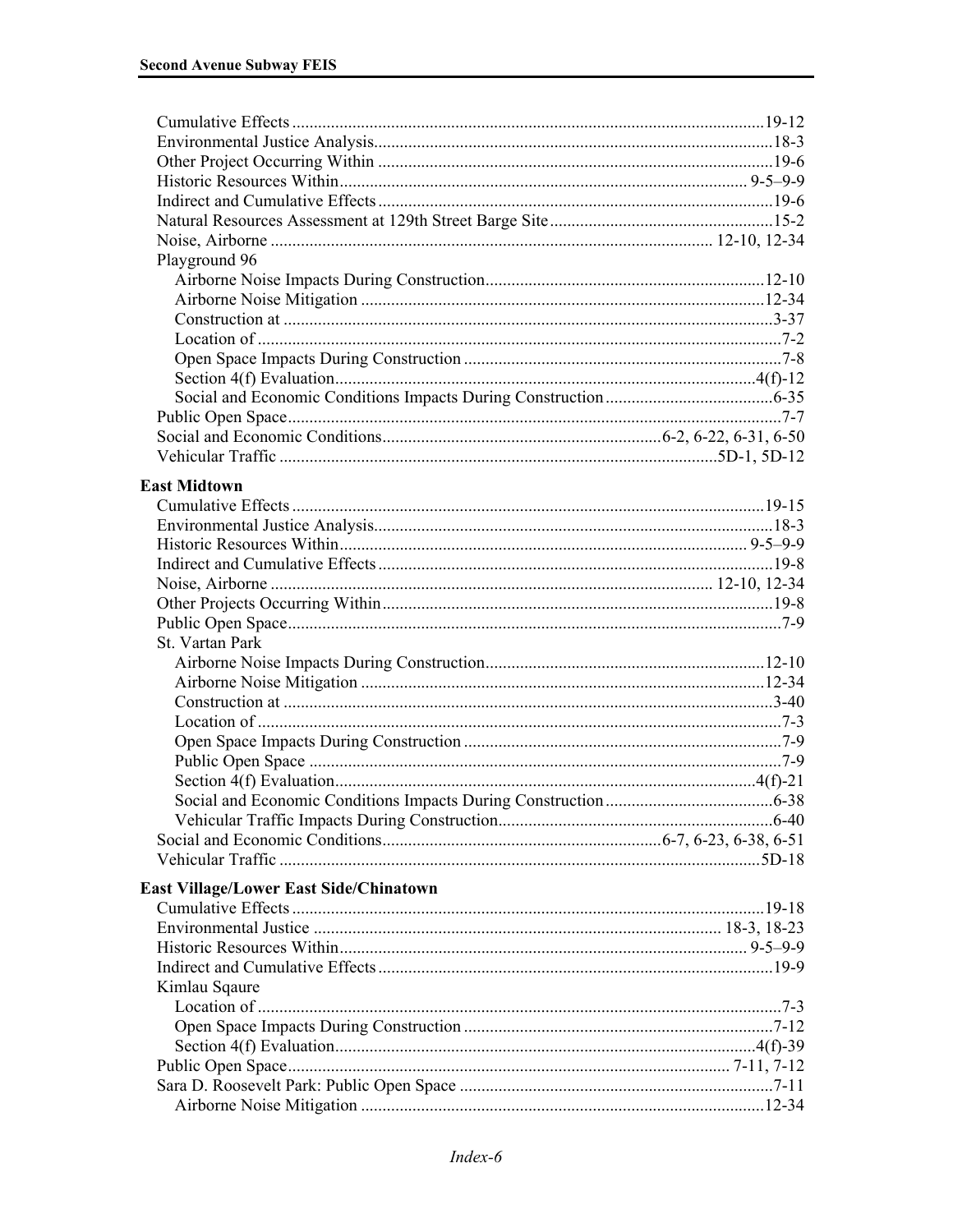Cumulative Effects ... 19-12
Environmental Justice Analysis ... 18-3
Other Project Occurring Within ... 19-6
Historic Resources Within ... 9-5–9-9
Indirect and Cumulative Effects ... 19-6
Natural Resources Assessment at 129th Street Barge Site ... 15-2
Noise, Airborne ... 12-10, 12-34
Playground 96
- Airborne Noise Impacts During Construction ... 12-10
- Airborne Noise Mitigation ... 12-34
- Construction at ... 3-37
- Location of ... 7-2
- Open Space Impacts During Construction ... 7-8
- Section 4(f) Evaluation ... 4(f)-12
- Social and Economic Conditions Impacts During Construction ... 6-35

Public Open Space ... 7-7
Social and Economic Conditions ... 6-2, 6-22, 6-31, 6-50
Vehicular Traffic ... 5D-1, 5D-12

**East Midtown**

Cumulative Effects ... 19-15
Environmental Justice Analysis ... 18-3
Historic Resources Within ... 9-5–9-9
Indirect and Cumulative Effects ... 19-8
Noise, Airborne ... 12-10, 12-34
Other Projects Occurring Within ... 19-8
Public Open Space ... 7-9
St. Vartan Park
- Airborne Noise Impacts During Construction ... 12-10
- Airborne Noise Mitigation ... 12-34
- Construction at ... 3-40
- Location of ... 7-3
- Open Space Impacts During Construction ... 7-9
- Public Open Space ... 7-9
- Section 4(f) Evaluation ... 4(f)-21
- Social and Economic Conditions Impacts During Construction ... 6-38
- Vehicular Traffic Impacts During Construction ... 6-40

Social and Economic Conditions ... 6-7, 6-23, 6-38, 6-51
Vehicular Traffic ... 5D-18

**East Village/Lower East Side/Chinatown**

Cumulative Effects ... 19-18
Environmental Justice ... 18-3, 18-23
Historic Resources Within ... 9-5–9-9
Indirect and Cumulative Effects ... 19-9
Kimlau Sqaure
- Location of ... 7-3
- Open Space Impacts During Construction ... 7-12
- Section 4(f) Evaluation ... 4(f)-39

Public Open Space ... 7-11, 7-12
Sara D. Roosevelt Park: Public Open Space ... 7-11
- Airborne Noise Mitigation ... 12-34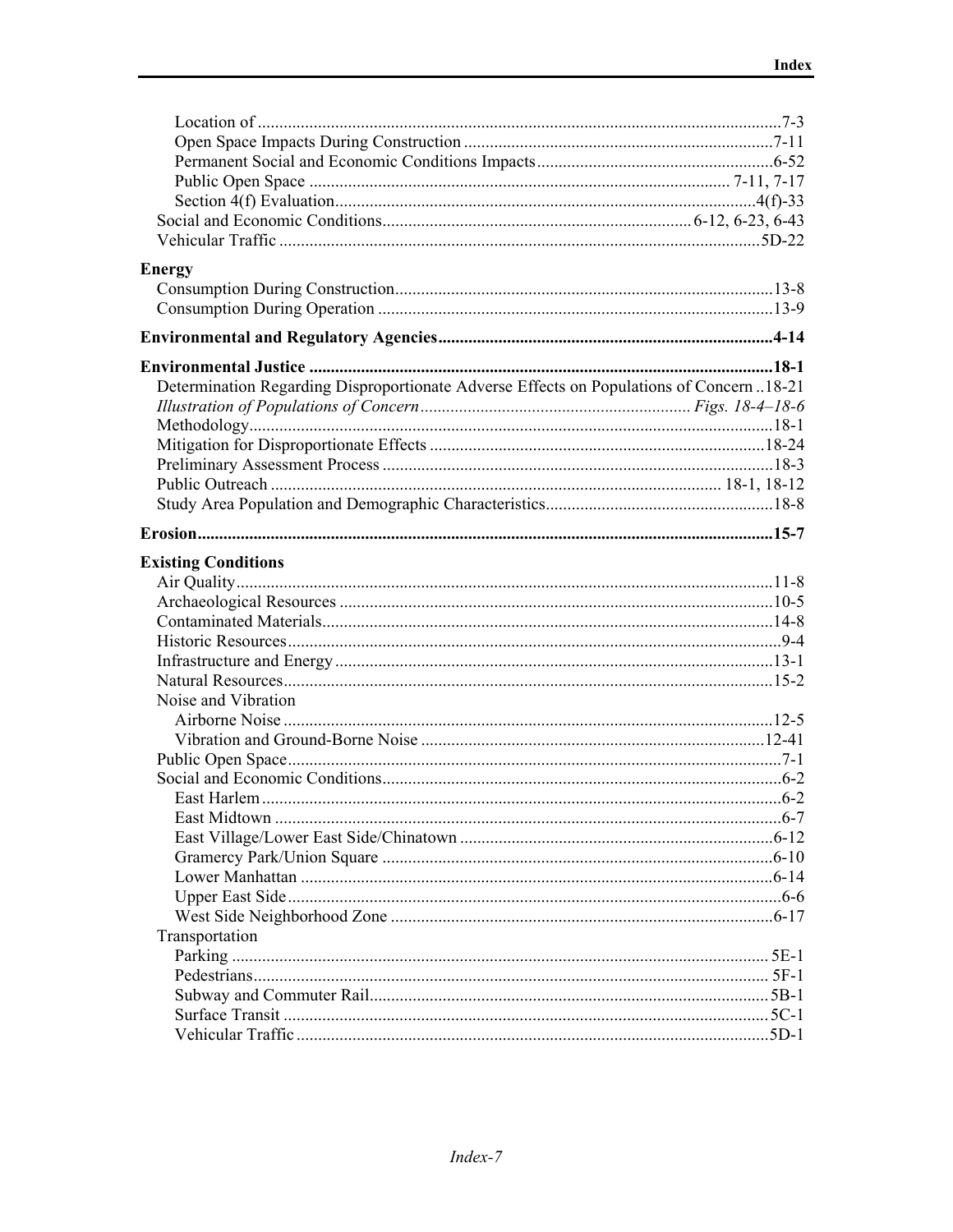Location of ....................................................................................................7-3
Open Space Impacts During Construction ..................................................................7-11
Permanent Social and Economic Conditions Impacts..................................................6-52
Public Open Space .............................................................................................. 7-11, 7-17
Section 4(f) Evaluation......................................................................................4(f)-33

Social and Economic Conditions................................................................ 6-12, 6-23, 6-43
Vehicular Traffic .............................................................................................................5D-22

**Energy**

Consumption During Construction.......................................................................................13-8
Consumption During Operation ..........................................................................................13-9

**Environmental and Regulatory Agencies..............................................................................4-14**

**Environmental Justice ...........................................................................................................18-1**

Determination Regarding Disproportionate Adverse Effects on Populations of Concern ..18-21
*Illustration of Populations of Concern ............................................................... Figs. 18-4–18-6*
Methodology..........................................................................................................................18-1
Mitigation for Disproportionate Effects ..............................................................................18-24
Preliminary Assessment Process ..........................................................................................18-3
Public Outreach ....................................................................................................... 18-1, 18-12
Study Area Population and Demographic Characteristics....................................................18-8

**Erosion.....................................................................................................................................15-7**

**Existing Conditions**

Air Quality............................................................................................................................11-8
Archaeological Resources ....................................................................................................10-5
Contaminated Materials........................................................................................................14-8
Historic Resources..................................................................................................................9-4
Infrastructure and Energy .....................................................................................................13-1
Natural Resources.................................................................................................................15-2
Noise and Vibration
Airborne Noise .................................................................................................................12-5
Vibration and Ground-Borne Noise ...............................................................................12-41
Public Open Space..................................................................................................................7-1
Social and Economic Conditions............................................................................................6-2
East Harlem .......................................................................................................................6-2
East Midtown ....................................................................................................................6-7
East Village/Lower East Side/Chinatown .......................................................................6-12
Gramercy Park/Union Square ..........................................................................................6-10
Lower Manhattan .............................................................................................................6-14
Upper East Side .................................................................................................................6-6
West Side Neighborhood Zone ........................................................................................6-17
Transportation
Parking ........................................................................................................................... 5E-1
Pedestrians....................................................................................................................... 5F-1
Subway and Commuter Rail............................................................................................ 5B-1
Surface Transit ................................................................................................................ 5C-1
Vehicular Traffic .............................................................................................................5D-1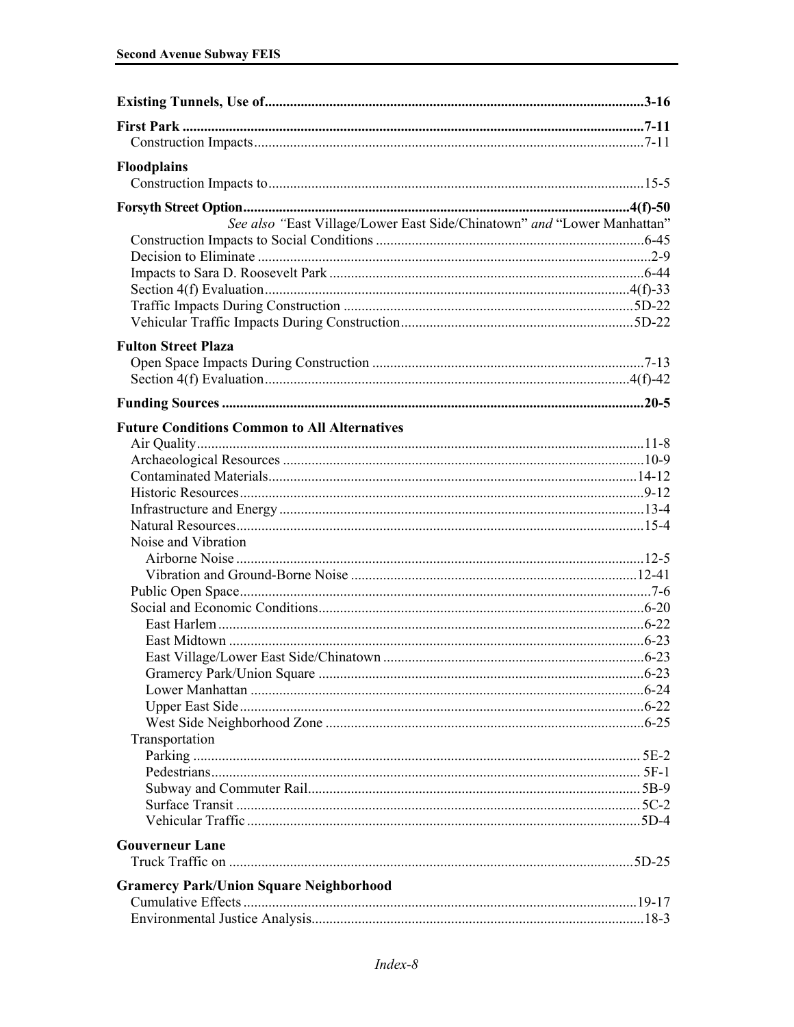**Existing Tunnels, Use of** ........................................ **3-16**

**First Park** ........................................ **7-11**
- Construction Impacts ........................................ 7-11

**Floodplains**
- Construction Impacts to ........................................ 15-5

**Forsyth Street Option** ........................................ **4(f)-50**

*See also* "East Village/Lower East Side/Chinatown" *and* "Lower Manhattan"

- Construction Impacts to Social Conditions ........................................ 6-45
- Decision to Eliminate ........................................ 2-9
- Impacts to Sara D. Roosevelt Park ........................................ 6-44
- Section 4(f) Evaluation ........................................ 4(f)-33
- Traffic Impacts During Construction ........................................ 5D-22
- Vehicular Traffic Impacts During Construction ........................................ 5D-22

**Fulton Street Plaza**
- Open Space Impacts During Construction ........................................ 7-13
- Section 4(f) Evaluation ........................................ 4(f)-42

**Funding Sources** ........................................ **20-5**

**Future Conditions Common to All Alternatives**
- Air Quality ........................................ 11-8
- Archaeological Resources ........................................ 10-9
- Contaminated Materials ........................................ 14-12
- Historic Resources ........................................ 9-12
- Infrastructure and Energy ........................................ 13-4
- Natural Resources ........................................ 15-4
- Noise and Vibration
  - Airborne Noise ........................................ 12-5
  - Vibration and Ground-Borne Noise ........................................ 12-41
- Public Open Space ........................................ 7-6
- Social and Economic Conditions ........................................ 6-20
  - East Harlem ........................................ 6-22
  - East Midtown ........................................ 6-23
  - East Village/Lower East Side/Chinatown ........................................ 6-23
  - Gramercy Park/Union Square ........................................ 6-23
  - Lower Manhattan ........................................ 6-24
  - Upper East Side ........................................ 6-22
  - West Side Neighborhood Zone ........................................ 6-25
- Transportation
  - Parking ........................................ 5E-2
  - Pedestrians ........................................ 5F-1
  - Subway and Commuter Rail ........................................ 5B-9
  - Surface Transit ........................................ 5C-2
  - Vehicular Traffic ........................................ 5D-4

**Gouverneur Lane**
- Truck Traffic on ........................................ 5D-25

**Gramercy Park/Union Square Neighborhood**
- Cumulative Effects ........................................ 19-17
- Environmental Justice Analysis ........................................ 18-3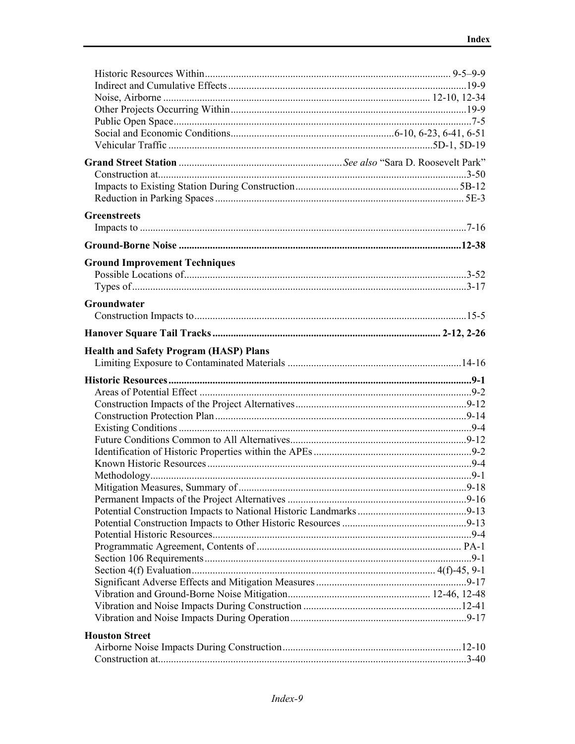Historic Resources Within ..... 9-5–9-9
Indirect and Cumulative Effects ..... 19-9
Noise, Airborne ..... 12-10, 12-34
Other Projects Occurring Within ..... 19-9
Public Open Space ..... 7-5
Social and Economic Conditions ..... 6-10, 6-23, 6-41, 6-51
Vehicular Traffic ..... 5D-1, 5D-19

**Grand Street Station** ..... *See also* "Sara D. Roosevelt Park"
Construction at ..... 3-50
Impacts to Existing Station During Construction ..... 5B-12
Reduction in Parking Spaces ..... 5E-3

**Greenstreets**
Impacts to ..... 7-16

**Ground-Borne Noise ..... 12-38**

**Ground Improvement Techniques**
Possible Locations of ..... 3-52
Types of ..... 3-17

**Groundwater**
Construction Impacts to ..... 15-5

**Hanover Square Tail Tracks ..... 2-12, 2-26**

**Health and Safety Program (HASP) Plans**
Limiting Exposure to Contaminated Materials ..... 14-16

**Historic Resources ..... 9-1**
Areas of Potential Effect ..... 9-2
Construction Impacts of the Project Alternatives ..... 9-12
Construction Protection Plan ..... 9-14
Existing Conditions ..... 9-4
Future Conditions Common to All Alternatives ..... 9-12
Identification of Historic Properties within the APEs ..... 9-2
Known Historic Resources ..... 9-4
Methodology ..... 9-1
Mitigation Measures, Summary of ..... 9-18
Permanent Impacts of the Project Alternatives ..... 9-16
Potential Construction Impacts to National Historic Landmarks ..... 9-13
Potential Construction Impacts to Other Historic Resources ..... 9-13
Potential Historic Resources ..... 9-4
Programmatic Agreement, Contents of ..... PA-1
Section 106 Requirements ..... 9-1
Section 4(f) Evaluation ..... 4(f)-45, 9-1
Significant Adverse Effects and Mitigation Measures ..... 9-17
Vibration and Ground-Borne Noise Mitigation ..... 12-46, 12-48
Vibration and Noise Impacts During Construction ..... 12-41
Vibration and Noise Impacts During Operation ..... 9-17

**Houston Street**
Airborne Noise Impacts During Construction ..... 12-10
Construction at ..... 3-40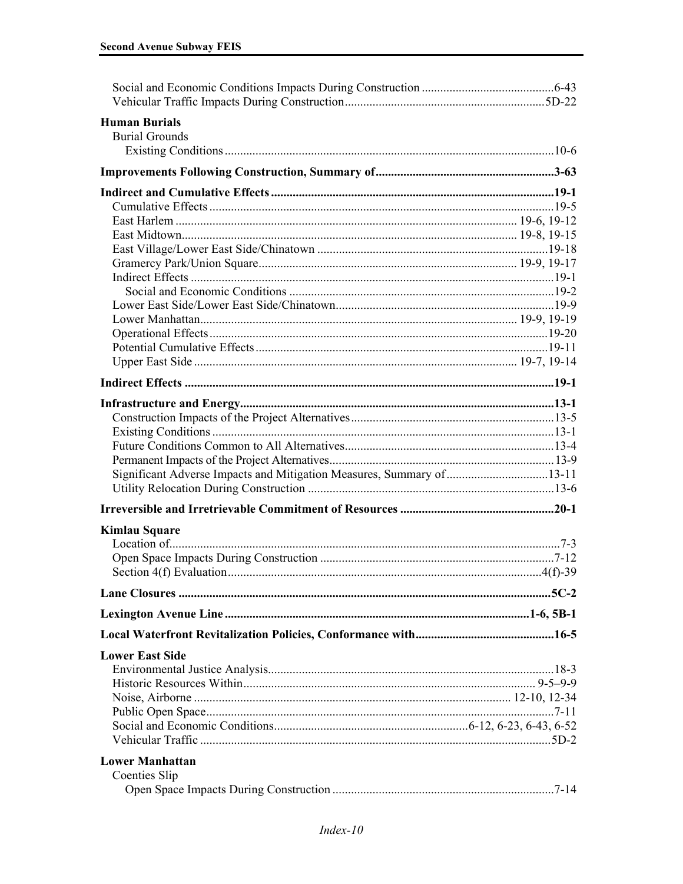Social and Economic Conditions Impacts During Construction ..........6-43
Vehicular Traffic Impacts During Construction..........5D-22

**Human Burials**
Burial Grounds
Existing Conditions..........10-6

**Improvements Following Construction, Summary of..........3-63**

**Indirect and Cumulative Effects..........19-1**
Cumulative Effects..........19-5
East Harlem..........19-6, 19-12
East Midtown..........19-8, 19-15
East Village/Lower East Side/Chinatown..........19-18
Gramercy Park/Union Square..........19-9, 19-17
Indirect Effects..........19-1
Social and Economic Conditions..........19-2
Lower East Side/Lower East Side/Chinatown..........19-9
Lower Manhattan..........19-9, 19-19
Operational Effects..........19-20
Potential Cumulative Effects..........19-11
Upper East Side..........19-7, 19-14

**Indirect Effects..........19-1**

**Infrastructure and Energy..........13-1**
Construction Impacts of the Project Alternatives..........13-5
Existing Conditions..........13-1
Future Conditions Common to All Alternatives..........13-4
Permanent Impacts of the Project Alternatives..........13-9
Significant Adverse Impacts and Mitigation Measures, Summary of..........13-11
Utility Relocation During Construction..........13-6

**Irreversible and Irretrievable Commitment of Resources..........20-1**

**Kimlau Square**
Location of..........7-3
Open Space Impacts During Construction..........7-12
Section 4(f) Evaluation..........4(f)-39

**Lane Closures..........5C-2**

**Lexington Avenue Line..........1-6, 5B-1**

**Local Waterfront Revitalization Policies, Conformance with..........16-5**

**Lower East Side**
Environmental Justice Analysis..........18-3
Historic Resources Within..........9-5–9-9
Noise, Airborne..........12-10, 12-34
Public Open Space..........7-11
Social and Economic Conditions..........6-12, 6-23, 6-43, 6-52
Vehicular Traffic..........5D-2

**Lower Manhattan**
Coenties Slip
Open Space Impacts During Construction..........7-14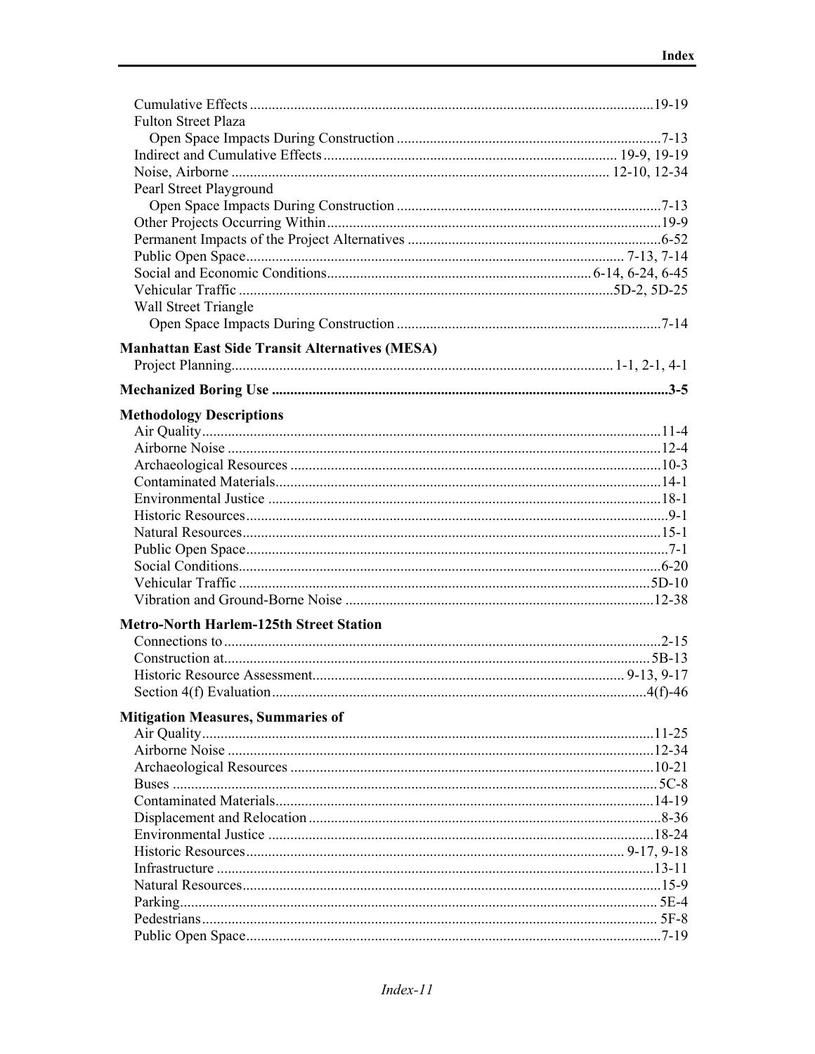Cumulative Effects ........ 19-19
Fulton Street Plaza
  Open Space Impacts During Construction ........ 7-13
Indirect and Cumulative Effects ........ 19-9, 19-19
Noise, Airborne ........ 12-10, 12-34
Pearl Street Playground
  Open Space Impacts During Construction ........ 7-13
Other Projects Occurring Within ........ 19-9
Permanent Impacts of the Project Alternatives ........ 6-52
Public Open Space ........ 7-13, 7-14
Social and Economic Conditions ........ 6-14, 6-24, 6-45
Vehicular Traffic ........ 5D-2, 5D-25
Wall Street Triangle
  Open Space Impacts During Construction ........ 7-14

**Manhattan East Side Transit Alternatives (MESA)**
Project Planning ........ 1-1, 2-1, 4-1

**Mechanized Boring Use ........ 3-5**

**Methodology Descriptions**
Air Quality ........ 11-4
Airborne Noise ........ 12-4
Archaeological Resources ........ 10-3
Contaminated Materials ........ 14-1
Environmental Justice ........ 18-1
Historic Resources ........ 9-1
Natural Resources ........ 15-1
Public Open Space ........ 7-1
Social Conditions ........ 6-20
Vehicular Traffic ........ 5D-10
Vibration and Ground-Borne Noise ........ 12-38

**Metro-North Harlem-125th Street Station**
Connections to ........ 2-15
Construction at ........ 5B-13
Historic Resource Assessment ........ 9-13, 9-17
Section 4(f) Evaluation ........ 4(f)-46

**Mitigation Measures, Summaries of**
Air Quality ........ 11-25
Airborne Noise ........ 12-34
Archaeological Resources ........ 10-21
Buses ........ 5C-8
Contaminated Materials ........ 14-19
Displacement and Relocation ........ 8-36
Environmental Justice ........ 18-24
Historic Resources ........ 9-17, 9-18
Infrastructure ........ 13-11
Natural Resources ........ 15-9
Parking ........ 5E-4
Pedestrians ........ 5F-8
Public Open Space ........ 7-19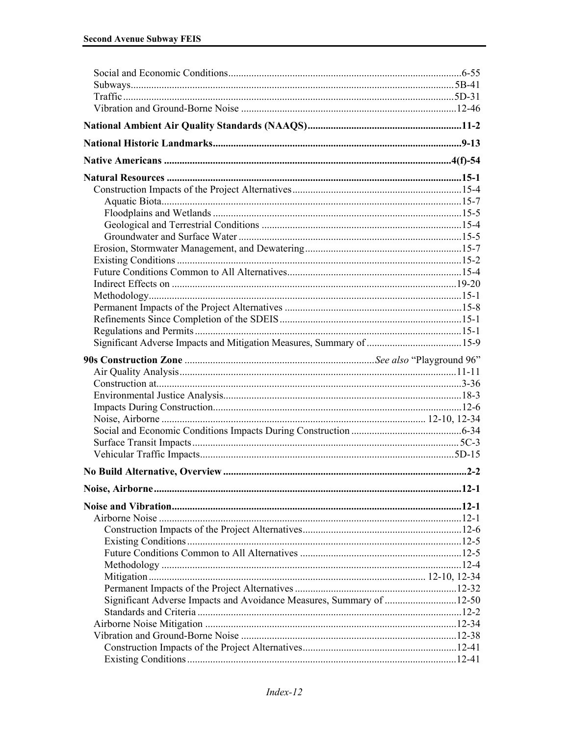Social and Economic Conditions.......................................................................6-55
Subways.........................................................................................................5B-41
Traffic.............................................................................................................5D-31
Vibration and Ground-Borne Noise ..........................................................12-46

**National Ambient Air Quality Standards (NAAQS).....................................11-2**

**National Historic Landmarks...........................................................................9-13**

**Native Americans ..........................................................................................4(f)-54**

**Natural Resources ..........................................................................................15-1**

Construction Impacts of the Project Alternatives.......................................15-4
- Aquatic Biota..............................................................................................15-7
- Floodplains and Wetlands ..........................................................................15-5
- Geological and Terrestrial Conditions ......................................................15-4
- Groundwater and Surface Water ................................................................15-5

Erosion, Stormwater Management, and Dewatering....................................15-7
Existing Conditions .......................................................................................15-2
Future Conditions Common to All Alternatives...........................................15-4
Indirect Effects on ........................................................................................19-20
Methodology...................................................................................................15-1
Permanent Impacts of the Project Alternatives ...........................................15-8
Refinements Since Completion of the SDEIS..............................................15-1
Regulations and Permits ................................................................................15-1
Significant Adverse Impacts and Mitigation Measures, Summary of ...........15-9

**90s Construction Zone** ....................................................*See also* "Playground 96"

Air Quality Analysis......................................................................................11-11
Construction at................................................................................................3-36
Environmental Justice Analysis.....................................................................18-3
Impacts During Construction..........................................................................12-6
Noise, Airborne ......................................................................................12-10, 12-34
Social and Economic Conditions Impacts During Construction ..................6-34
Surface Transit Impacts...................................................................................5C-3
Vehicular Traffic Impacts..............................................................................5D-15

**No Build Alternative, Overview .......................................................................2-2**

**Noise, Airborne .................................................................................................12-1**

**Noise and Vibration...........................................................................................12-1**

Airborne Noise ................................................................................................12-1
- Construction Impacts of the Project Alternatives......................................12-6
- Existing Conditions ....................................................................................12-5
- Future Conditions Common to All Alternatives .......................................12-5
- Methodology ..............................................................................................12-4
- Mitigation .......................................................................................12-10, 12-34
- Permanent Impacts of the Project Alternatives .......................................12-32
- Significant Adverse Impacts and Avoidance Measures, Summary of ......12-50
- Standards and Criteria ................................................................................12-2

Airborne Noise Mitigation ............................................................................12-34
Vibration and Ground-Borne Noise ..............................................................12-38
- Construction Impacts of the Project Alternatives.....................................12-41
- Existing Conditions ..................................................................................12-41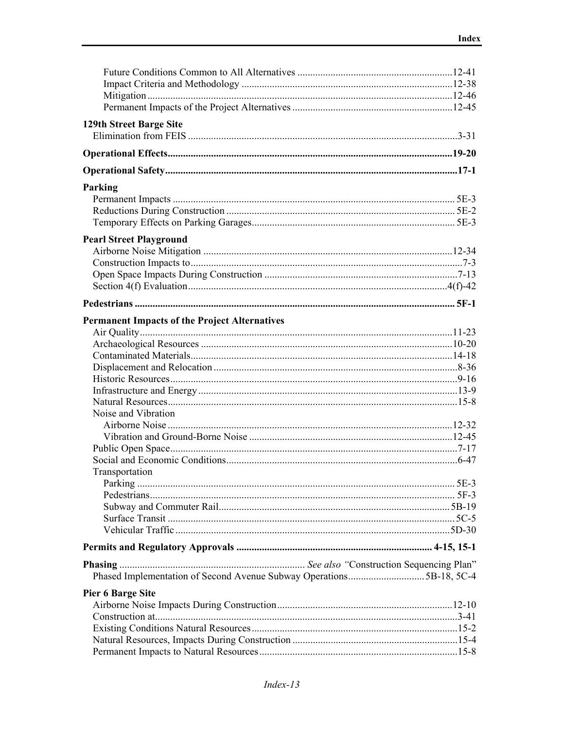Future Conditions Common to All Alternatives ............................................................12-41
Impact Criteria and Methodology ..................................................................................12-38
Mitigation ......................................................................................................................12-46
Permanent Impacts of the Project Alternatives ..............................................................12-45

**129th Street Barge Site**
Elimination from FEIS .........................................................................................................3-31

**Operational Effects...............................................................................................................19-20**

**Operational Safety.................................................................................................................17-1**

**Parking**
Permanent Impacts ............................................................................................................. 5E-3
Reductions During Construction ........................................................................................ 5E-2
Temporary Effects on Parking Garages............................................................................... 5E-3

**Pearl Street Playground**
Airborne Noise Mitigation .................................................................................................12-34
Construction Impacts to.........................................................................................................7-3
Open Space Impacts During Construction ...........................................................................7-13
Section 4(f) Evaluation.....................................................................................................4(f)-42

**Pedestrians ............................................................................................................................ 5F-1**

**Permanent Impacts of the Project Alternatives**
Air Quality..........................................................................................................................11-23
Archaeological Resources ..................................................................................................10-20
Contaminated Materials......................................................................................................14-18
Displacement and Relocation ..............................................................................................8-36
Historic Resources................................................................................................................9-16
Infrastructure and Energy .....................................................................................................13-9
Natural Resources................................................................................................................15-8
Noise and Vibration
Airborne Noise ...............................................................................................................12-32
Vibration and Ground-Borne Noise ...............................................................................12-45
Public Open Space................................................................................................................7-17
Social and Economic Conditions..........................................................................................6-47
Transportation
Parking ........................................................................................................................... 5E-3
Pedestrians...................................................................................................................... 5F-3
Subway and Commuter Rail..........................................................................................5B-19
Surface Transit ............................................................................................................... 5C-5
Vehicular Traffic ...........................................................................................................5D-30

**Permits and Regulatory Approvals ............................................................................ 4-15, 15-1**

**Phasing** ........................................................................ *See also* "Construction Sequencing Plan"
Phased Implementation of Second Avenue Subway Operations............................. 5B-18, 5C-4

**Pier 6 Barge Site**
Airborne Noise Impacts During Construction....................................................................12-10
Construction at......................................................................................................................3-41
Existing Conditions Natural Resources................................................................................15-2
Natural Resources, Impacts During Construction ................................................................15-4
Permanent Impacts to Natural Resources.............................................................................15-8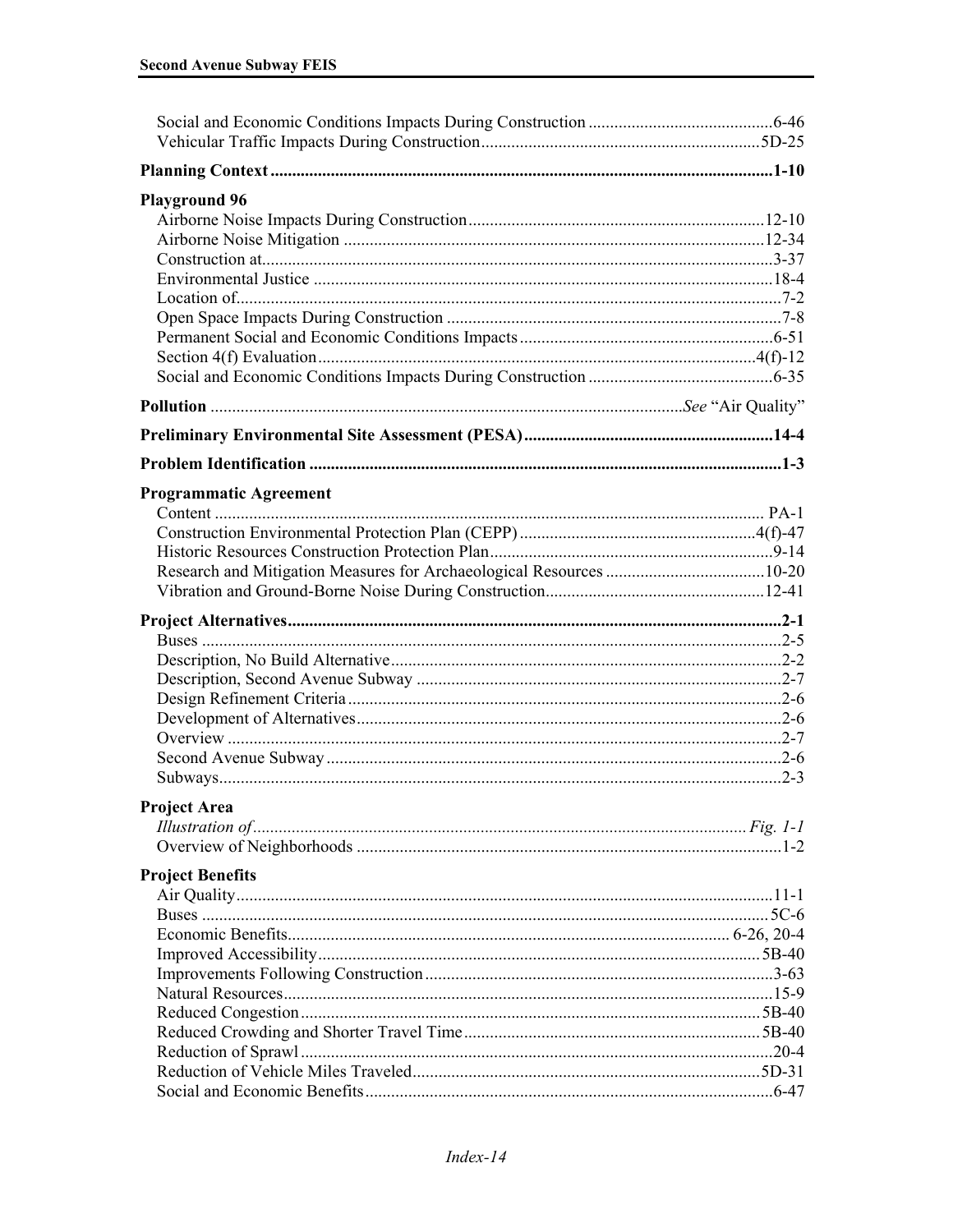Social and Economic Conditions Impacts During Construction ..........................................6-46
Vehicular Traffic Impacts During Construction................................................................5D-25

**Planning Context ....................................................................................................................1-10**

**Playground 96**
Airborne Noise Impacts During Construction....................................................................12-10
Airborne Noise Mitigation .................................................................................................12-34
Construction at......................................................................................................................3-37
Environmental Justice ..........................................................................................................18-4
Location of.............................................................................................................................7-2
Open Space Impacts During Construction .............................................................................7-8
Permanent Social and Economic Conditions Impacts ...........................................................6-51
Section 4(f) Evaluation.....................................................................................................4(f)-12
Social and Economic Conditions Impacts During Construction ..........................................6-35

**Pollution** .............................................................................................................*See* "Air Quality"

**Preliminary Environmental Site Assessment (PESA).........................................................14-4**

**Problem Identification .............................................................................................................1-3**

**Programmatic Agreement**
Content ................................................................................................................................ PA-1
Construction Environmental Protection Plan (CEPP) .......................................................4(f)-47
Historic Resources Construction Protection Plan.................................................................9-14
Research and Mitigation Measures for Archaeological Resources .....................................10-20
Vibration and Ground-Borne Noise During Construction...................................................12-41

**Project Alternatives.................................................................................................................2-1**
Buses .....................................................................................................................................2-5
Description, No Build Alternative..........................................................................................2-2
Description, Second Avenue Subway ....................................................................................2-7
Design Refinement Criteria ...................................................................................................2-6
Development of Alternatives.................................................................................................2-6
Overview ...............................................................................................................................2-7
Second Avenue Subway ........................................................................................................2-6
Subways.................................................................................................................................2-3

**Project Area**
*Illustration of* ................................................................................................................ *Fig. 1-1*
Overview of Neighborhoods .................................................................................................1-2

**Project Benefits**
Air Quality...........................................................................................................................11-1
Buses ...................................................................................................................................5C-6
Economic Benefits.................................................................................................... 6-26, 20-4
Improved Accessibility......................................................................................................5B-40
Improvements Following Construction ................................................................................3-63
Natural Resources.................................................................................................................15-9
Reduced Congestion ..........................................................................................................5B-40
Reduced Crowding and Shorter Travel Time ....................................................................5B-40
Reduction of Sprawl ............................................................................................................20-4
Reduction of Vehicle Miles Traveled................................................................................5D-31
Social and Economic Benefits.............................................................................................6-47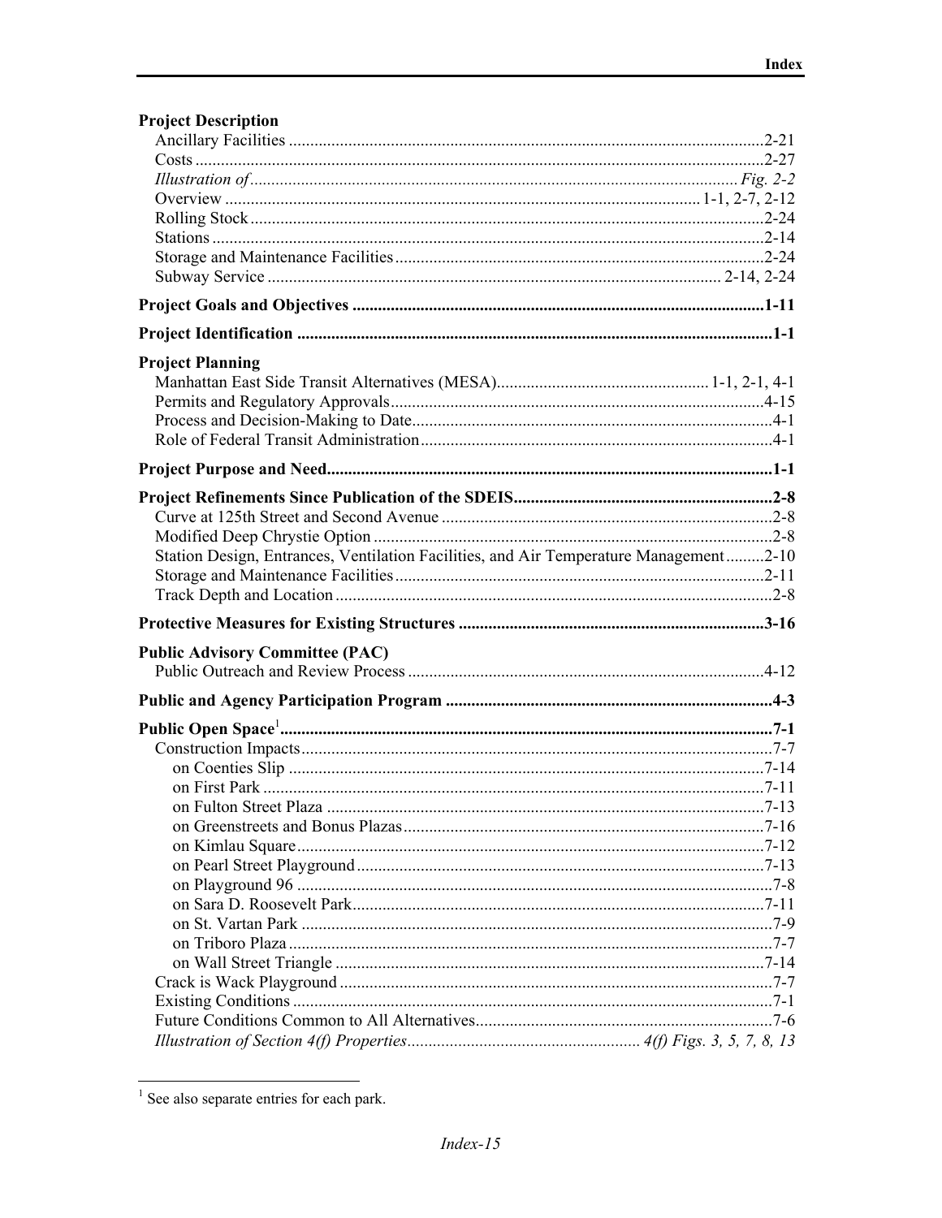**Project Description**

Ancillary Facilities ....................................................2-21
Costs ....................................................2-27
*Illustration of* .................................................... *Fig. 2-2*
Overview .................................................... 1-1, 2-7, 2-12
Rolling Stock ....................................................2-24
Stations ....................................................2-14
Storage and Maintenance Facilities ....................................................2-24
Subway Service .................................................... 2-14, 2-24

**Project Goals and Objectives ....................................................1-11**

**Project Identification ....................................................1-1**

**Project Planning**

Manhattan East Side Transit Alternatives (MESA).................................................... 1-1, 2-1, 4-1
Permits and Regulatory Approvals....................................................4-15
Process and Decision-Making to Date....................................................4-1
Role of Federal Transit Administration....................................................4-1

**Project Purpose and Need....................................................1-1**

**Project Refinements Since Publication of the SDEIS....................................................2-8**

Curve at 125th Street and Second Avenue ....................................................2-8
Modified Deep Chrystie Option ....................................................2-8
Station Design, Entrances, Ventilation Facilities, and Air Temperature Management .........2-10
Storage and Maintenance Facilities....................................................2-11
Track Depth and Location ....................................................2-8

**Protective Measures for Existing Structures ....................................................3-16**

**Public Advisory Committee (PAC)**

Public Outreach and Review Process ....................................................4-12

**Public and Agency Participation Program ....................................................4-3**

**Public Open Space[1]....................................................7-1**

Construction Impacts....................................................7-7
 on Coenties Slip ....................................................7-14
 on First Park ....................................................7-11
 on Fulton Street Plaza ....................................................7-13
 on Greenstreets and Bonus Plazas....................................................7-16
 on Kimlau Square....................................................7-12
 on Pearl Street Playground....................................................7-13
 on Playground 96 ....................................................7-8
 on Sara D. Roosevelt Park....................................................7-11
 on St. Vartan Park ....................................................7-9
 on Triboro Plaza....................................................7-7
 on Wall Street Triangle ....................................................7-14
Crack is Wack Playground ....................................................7-7
Existing Conditions ....................................................7-1
Future Conditions Common to All Alternatives....................................................7-6
*Illustration of Section 4(f) Properties* .................................................... *4(f) Figs. 3, 5, 7, 8, 13*

---

[1] See also separate entries for each park.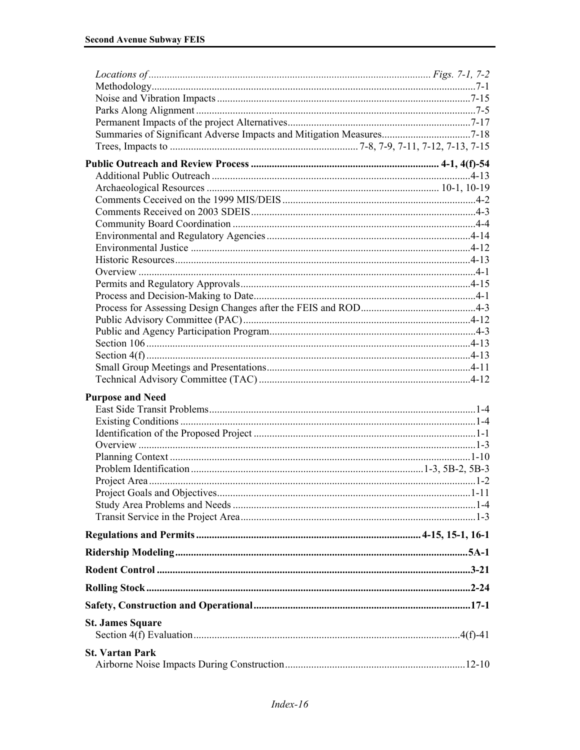*Locations of* ............ *Figs. 7-1, 7-2*
Methodology ............ 7-1
Noise and Vibration Impacts ............ 7-15
Parks Along Alignment ............ 7-5
Permanent Impacts of the project Alternatives ............ 7-17
Summaries of Significant Adverse Impacts and Mitigation Measures ............ 7-18
Trees, Impacts to ............ 7-8, 7-9, 7-11, 7-12, 7-13, 7-15

**Public Outreach and Review Process ............ 4-1, 4(f)-54**
Additional Public Outreach ............ 4-13
Archaeological Resources ............ 10-1, 10-19
Comments Ceceived on the 1999 MIS/DEIS ............ 4-2
Comments Received on 2003 SDEIS ............ 4-3
Community Board Coordination ............ 4-4
Environmental and Regulatory Agencies ............ 4-14
Environmental Justice ............ 4-12
Historic Resources ............ 4-13
Overview ............ 4-1
Permits and Regulatory Approvals ............ 4-15
Process and Decision-Making to Date ............ 4-1
Process for Assessing Design Changes after the FEIS and ROD ............ 4-3
Public Advisory Committee (PAC) ............ 4-12
Public and Agency Participation Program ............ 4-3
Section 106 ............ 4-13
Section 4(f) ............ 4-13
Small Group Meetings and Presentations ............ 4-11
Technical Advisory Committee (TAC) ............ 4-12

**Purpose and Need**
East Side Transit Problems ............ 1-4
Existing Conditions ............ 1-4
Identification of the Proposed Project ............ 1-1
Overview ............ 1-3
Planning Context ............ 1-10
Problem Identification ............ 1-3, 5B-2, 5B-3
Project Area ............ 1-2
Project Goals and Objectives ............ 1-11
Study Area Problems and Needs ............ 1-4
Transit Service in the Project Area ............ 1-3

**Regulations and Permits ............ 4-15, 15-1, 16-1**

**Ridership Modeling ............ 5A-1**

**Rodent Control ............ 3-21**

**Rolling Stock ............ 2-24**

**Safety, Construction and Operational ............ 17-1**

**St. James Square**
Section 4(f) Evaluation ............ 4(f)-41

**St. Vartan Park**
Airborne Noise Impacts During Construction ............ 12-10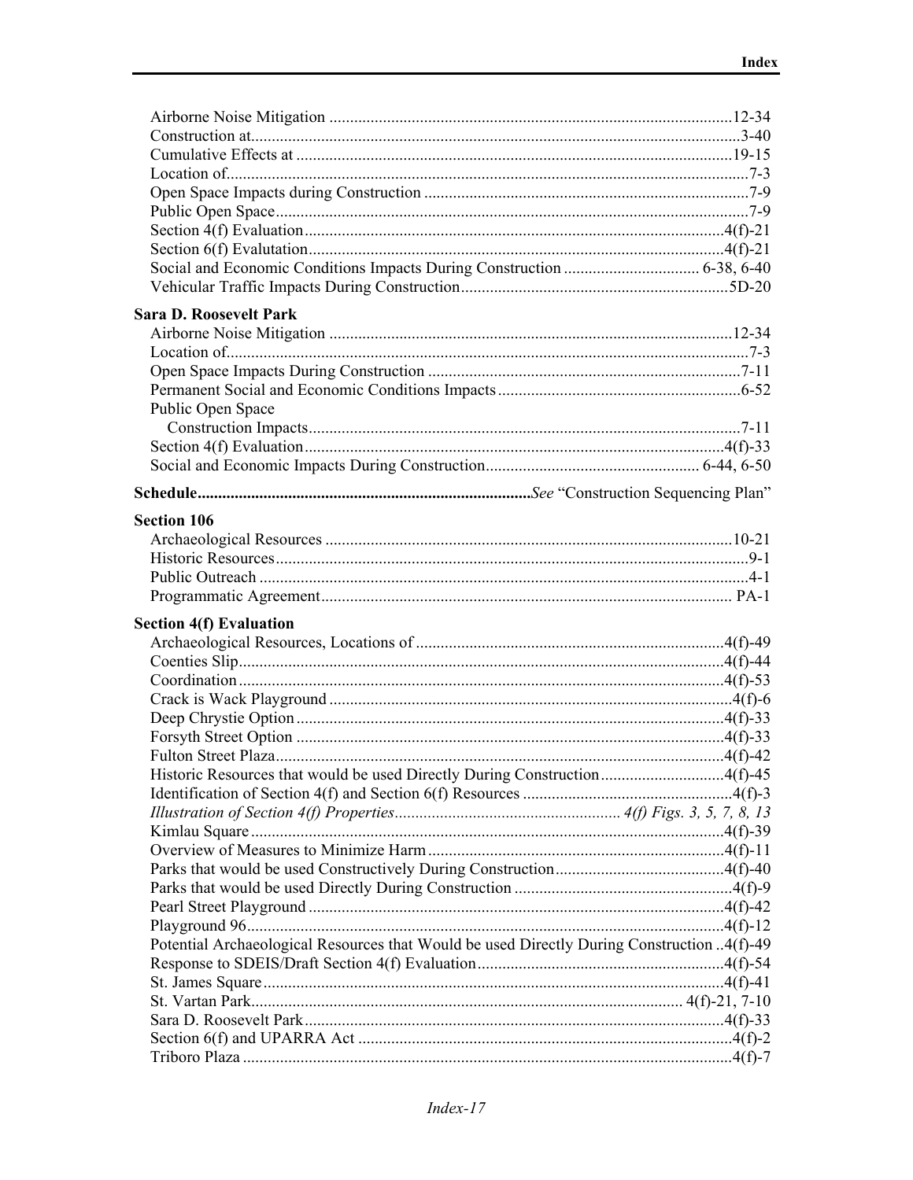Airborne Noise Mitigation ................................................................................................12-34
Construction at.....................................................................................................................3-40
Cumulative Effects at .........................................................................................................19-15
Location of............................................................................................................................7-3
Open Space Impacts during Construction ..............................................................................7-9
Public Open Space.................................................................................................................7-9
Section 4(f) Evaluation.....................................................................................................4(f)-21
Section 6(f) Evalutation....................................................................................................4(f)-21
Social and Economic Conditions Impacts During Construction ................................ 6-38, 6-40
Vehicular Traffic Impacts During Construction................................................................5D-20

**Sara D. Roosevelt Park**

Airborne Noise Mitigation ................................................................................................12-34
Location of............................................................................................................................7-3
Open Space Impacts During Construction ...........................................................................7-11
Permanent Social and Economic Conditions Impacts...........................................................6-52
Public Open Space
  Construction Impacts.......................................................................................................7-11
Section 4(f) Evaluation.....................................................................................................4(f)-33
Social and Economic Impacts During Construction.................................................... 6-44, 6-50

**Schedule**................................................................................*See* "Construction Sequencing Plan"

**Section 106**

Archaeological Resources ..................................................................................................10-21
Historic Resources.................................................................................................................9-1
Public Outreach .....................................................................................................................4-1
Programmatic Agreement.................................................................................................. PA-1

**Section 4(f) Evaluation**

Archaeological Resources, Locations of ..........................................................................4(f)-49
Coenties Slip.....................................................................................................................4(f)-44
Coordination.....................................................................................................................4(f)-53
Crack is Wack Playground .................................................................................................4(f)-6
Deep Chrystie Option .......................................................................................................4(f)-33
Forsyth Street Option .......................................................................................................4(f)-33
Fulton Street Plaza............................................................................................................4(f)-42
Historic Resources that would be used Directly During Construction.............................4(f)-45
Identification of Section 4(f) and Section 6(f) Resources ..................................................4(f)-3
*Illustration of Section 4(f) Properties...................................................... 4(f) Figs. 3, 5, 7, 8, 13*
Kimlau Square ..................................................................................................................4(f)-39
Overview of Measures to Minimize Harm.......................................................................4(f)-11
Parks that would be used Constructively During Construction.........................................4(f)-40
Parks that would be used Directly During Construction ....................................................4(f)-9
Pearl Street Playground ....................................................................................................4(f)-42
Playground 96...................................................................................................................4(f)-12
Potential Archaeological Resources that Would be used Directly During Construction ..4(f)-49
Response to SDEIS/Draft Section 4(f) Evaluation...........................................................4(f)-54
St. James Square...............................................................................................................4(f)-41
St. Vartan Park...................................................................................................... 4(f)-21, 7-10
Sara D. Roosevelt Park.....................................................................................................4(f)-33
Section 6(f) and UPARRA Act .........................................................................................4(f)-2
Triboro Plaza .....................................................................................................................4(f)-7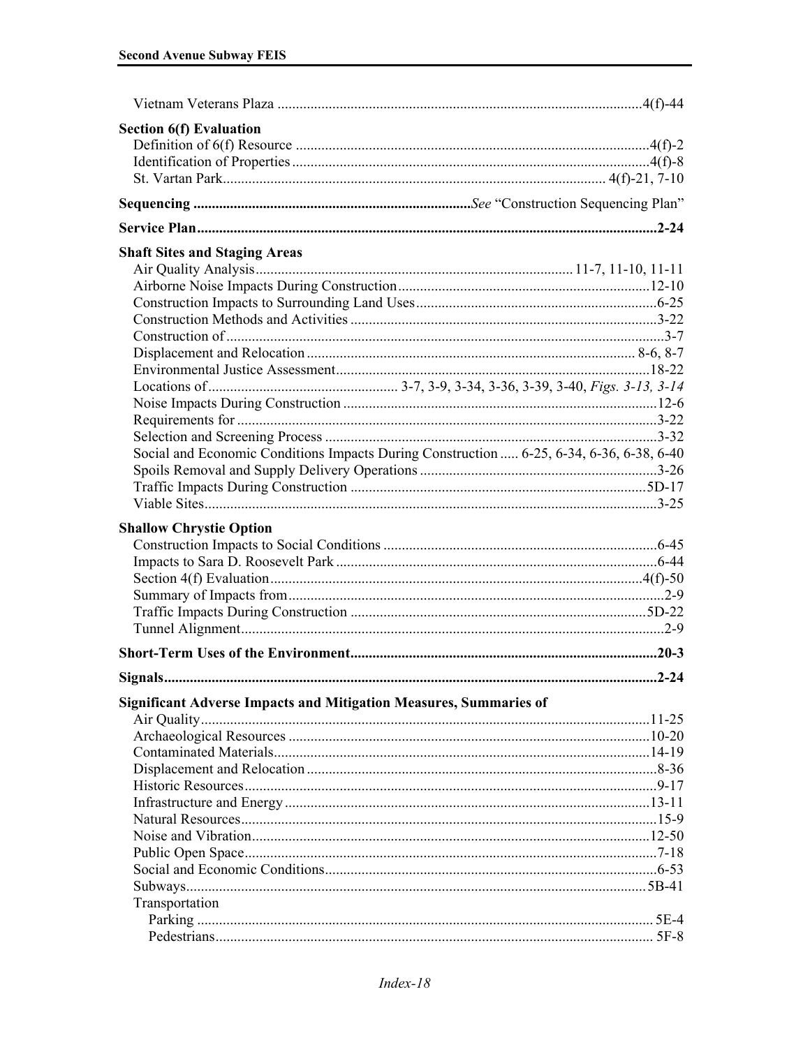Vietnam Veterans Plaza ....................................................................................................4(f)-44

**Section 6(f) Evaluation**

Definition of 6(f) Resource ................................................................................................4(f)-2
Identification of Properties.................................................................................................4(f)-8
St. Vartan Park....................................................................................................... 4(f)-21, 7-10

**Sequencing ............................................................................***See* "Construction Sequencing Plan"

**Service Plan.............................................................................................................................2-24**

**Shaft Sites and Staging Areas**

Air Quality Analysis...................................................................................... 11-7, 11-10, 11-11
Airborne Noise Impacts During Construction....................................................................12-10
Construction Impacts to Surrounding Land Uses.................................................................6-25
Construction Methods and Activities ...................................................................................3-22
Construction of .......................................................................................................................3-7
Displacement and Relocation ......................................................................................... 8-6, 8-7
Environmental Justice Assessment.....................................................................................18-22
Locations of .................................................... 3-7, 3-9, 3-34, 3-36, 3-39, 3-40, *Figs. 3-13, 3-14*
Noise Impacts During Construction .....................................................................................12-6
Requirements for ..................................................................................................................3-22
Selection and Screening Process ..........................................................................................3-32
Social and Economic Conditions Impacts During Construction ..... 6-25, 6-34, 6-36, 6-38, 6-40
Spoils Removal and Supply Delivery Operations ................................................................3-26
Traffic Impacts During Construction .................................................................................5D-17
Viable Sites...........................................................................................................................3-25

**Shallow Chrystie Option**

Construction Impacts to Social Conditions ..........................................................................6-45
Impacts to Sara D. Roosevelt Park .......................................................................................6-44
Section 4(f) Evaluation.....................................................................................................4(f)-50
Summary of Impacts from.....................................................................................................2-9
Traffic Impacts During Construction .................................................................................5D-22
Tunnel Alignment..................................................................................................................2-9

**Short-Term Uses of the Environment...................................................................................20-3**

**Signals......................................................................................................................................2-24**

**Significant Adverse Impacts and Mitigation Measures, Summaries of**

Air Quality...........................................................................................................................11-25
Archaeological Resources ..................................................................................................10-20
Contaminated Materials......................................................................................................14-19
Displacement and Relocation ...............................................................................................8-36
Historic Resources.................................................................................................................9-17
Infrastructure and Energy ...................................................................................................13-11
Natural Resources.................................................................................................................15-9
Noise and Vibration.............................................................................................................12-50
Public Open Space................................................................................................................7-18
Social and Economic Conditions..........................................................................................6-53
Subways.............................................................................................................................5B-41
Transportation
- Parking ............................................................................................................................ 5E-4
- Pedestrians....................................................................................................................... 5F-8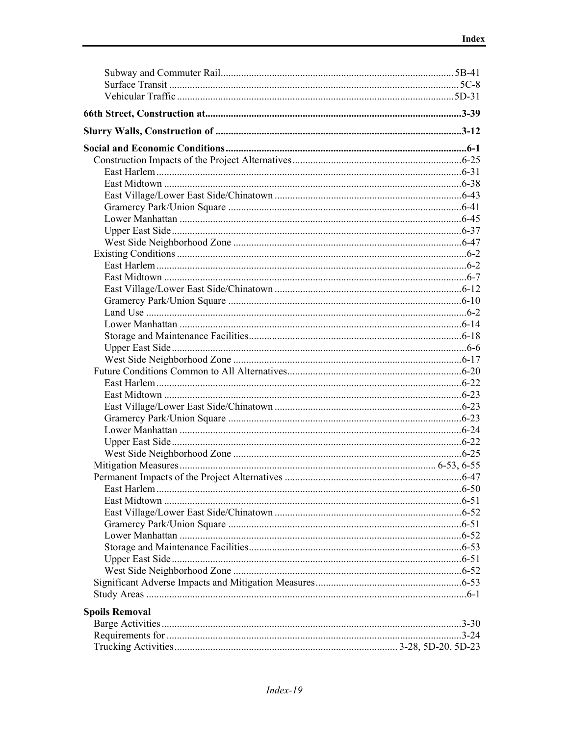Subway and Commuter Rail.......... 5B-41
Surface Transit .......... 5C-8
Vehicular Traffic .......... 5D-31

**66th Street, Construction at.......... 3-39**

**Slurry Walls, Construction of .......... 3-12**

**Social and Economic Conditions.......... 6-1**

- Construction Impacts of the Project Alternatives.......... 6-25
  - East Harlem.......... 6-31
  - East Midtown .......... 6-38
  - East Village/Lower East Side/Chinatown .......... 6-43
  - Gramercy Park/Union Square .......... 6-41
  - Lower Manhattan .......... 6-45
  - Upper East Side.......... 6-37
  - West Side Neighborhood Zone .......... 6-47
- Existing Conditions .......... 6-2
  - East Harlem.......... 6-2
  - East Midtown .......... 6-7
  - East Village/Lower East Side/Chinatown .......... 6-12
  - Gramercy Park/Union Square .......... 6-10
  - Land Use .......... 6-2
  - Lower Manhattan .......... 6-14
  - Storage and Maintenance Facilities.......... 6-18
  - Upper East Side.......... 6-6
  - West Side Neighborhood Zone .......... 6-17
- Future Conditions Common to All Alternatives.......... 6-20
  - East Harlem.......... 6-22
  - East Midtown .......... 6-23
  - East Village/Lower East Side/Chinatown .......... 6-23
  - Gramercy Park/Union Square .......... 6-23
  - Lower Manhattan .......... 6-24
  - Upper East Side.......... 6-22
  - West Side Neighborhood Zone .......... 6-25
- Mitigation Measures.......... 6-53, 6-55
- Permanent Impacts of the Project Alternatives .......... 6-47
  - East Harlem.......... 6-50
  - East Midtown .......... 6-51
  - East Village/Lower East Side/Chinatown .......... 6-52
  - Gramercy Park/Union Square .......... 6-51
  - Lower Manhattan .......... 6-52
  - Storage and Maintenance Facilities.......... 6-53
  - Upper East Side.......... 6-51
  - West Side Neighborhood Zone .......... 6-52
- Significant Adverse Impacts and Mitigation Measures.......... 6-53
- Study Areas .......... 6-1

**Spoils Removal**

- Barge Activities.......... 3-30
- Requirements for .......... 3-24
- Trucking Activities.......... 3-28, 5D-20, 5D-23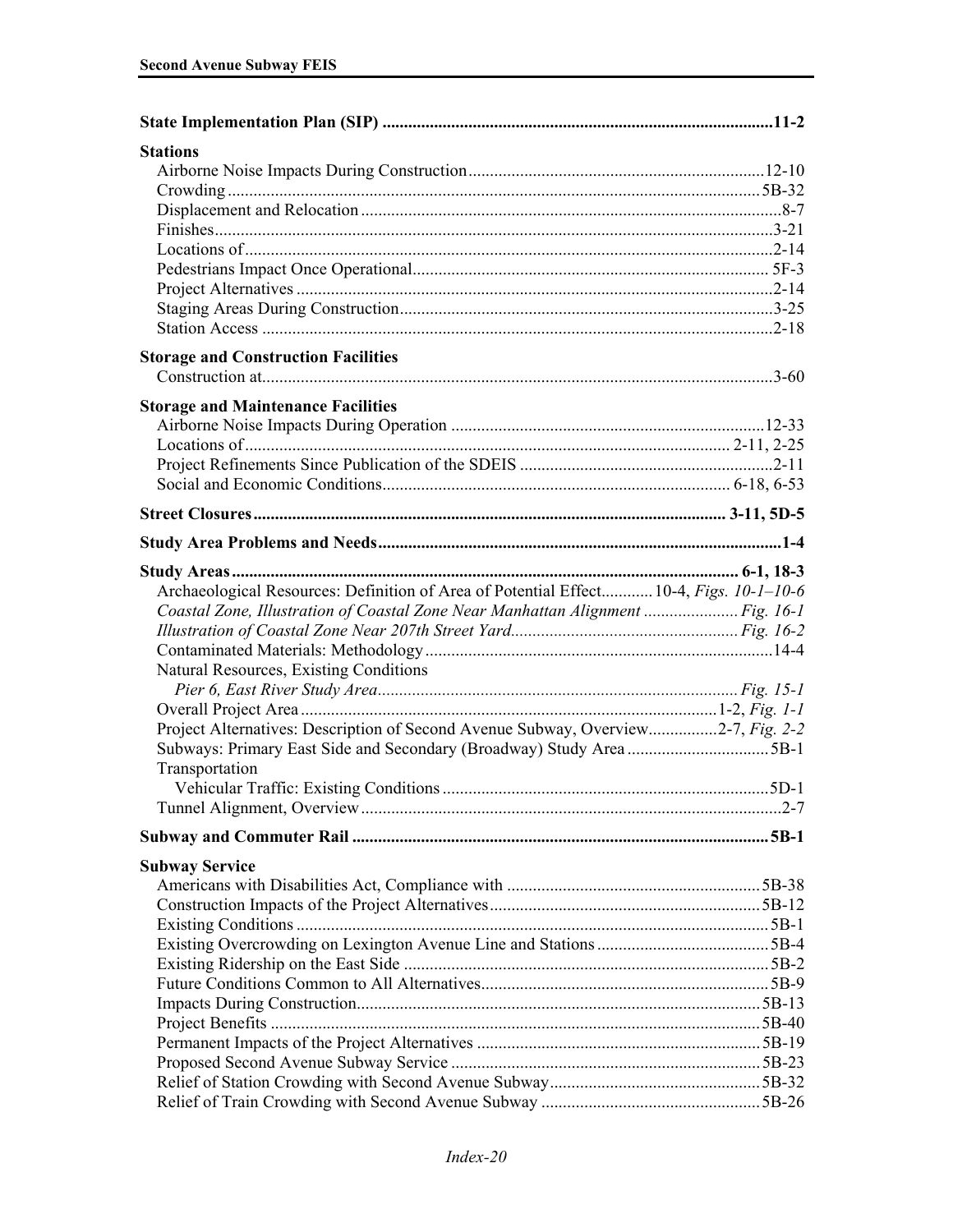**State Implementation Plan (SIP)** ........................................11-2

**Stations**
- Airborne Noise Impacts During Construction ........................................12-10
- Crowding ........................................5B-32
- Displacement and Relocation ........................................8-7
- Finishes ........................................3-21
- Locations of ........................................2-14
- Pedestrians Impact Once Operational ........................................5F-3
- Project Alternatives ........................................2-14
- Staging Areas During Construction ........................................3-25
- Station Access ........................................2-18

**Storage and Construction Facilities**
- Construction at ........................................3-60

**Storage and Maintenance Facilities**
- Airborne Noise Impacts During Operation ........................................12-33
- Locations of ........................................2-11, 2-25
- Project Refinements Since Publication of the SDEIS ........................................2-11
- Social and Economic Conditions ........................................6-18, 6-53

**Street Closures** ........................................3-11, 5D-5

**Study Area Problems and Needs** ........................................1-4

**Study Areas** ........................................6-1, 18-3
- Archaeological Resources: Definition of Area of Potential Effect ............10-4, *Figs. 10-1–10-6*
- *Coastal Zone, Illustration of Coastal Zone Near Manhattan Alignment* ........................................*Fig. 16-1*
- *Illustration of Coastal Zone Near 207th Street Yard* ........................................*Fig. 16-2*
- Contaminated Materials: Methodology ........................................14-4
- Natural Resources, Existing Conditions
  - *Pier 6, East River Study Area* ........................................*Fig. 15-1*
- Overall Project Area ........................................1-2, *Fig. 1-1*
- Project Alternatives: Description of Second Avenue Subway, Overview ................2-7, *Fig. 2-2*
- Subways: Primary East Side and Secondary (Broadway) Study Area ........................................5B-1
- Transportation
  - Vehicular Traffic: Existing Conditions ........................................5D-1
- Tunnel Alignment, Overview ........................................2-7

**Subway and Commuter Rail** ........................................5B-1

**Subway Service**
- Americans with Disabilities Act, Compliance with ........................................5B-38
- Construction Impacts of the Project Alternatives ........................................5B-12
- Existing Conditions ........................................5B-1
- Existing Overcrowding on Lexington Avenue Line and Stations ........................................5B-4
- Existing Ridership on the East Side ........................................5B-2
- Future Conditions Common to All Alternatives ........................................5B-9
- Impacts During Construction ........................................5B-13
- Project Benefits ........................................5B-40
- Permanent Impacts of the Project Alternatives ........................................5B-19
- Proposed Second Avenue Subway Service ........................................5B-23
- Relief of Station Crowding with Second Avenue Subway ........................................5B-32
- Relief of Train Crowding with Second Avenue Subway ........................................5B-26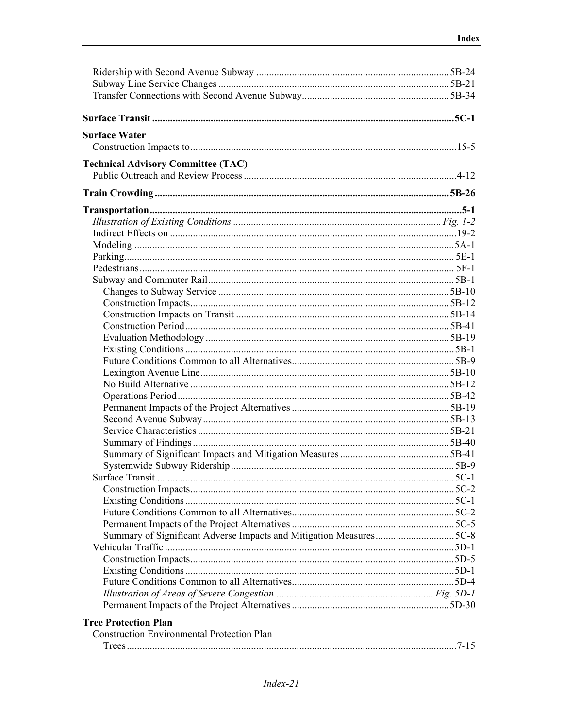Ridership with Second Avenue Subway ........ 5B-24
Subway Line Service Changes ........ 5B-21
Transfer Connections with Second Avenue Subway........ 5B-34

**Surface Transit** ........ **5C-1**

**Surface Water**
Construction Impacts to........ 15-5

**Technical Advisory Committee (TAC)**
Public Outreach and Review Process ........ 4-12

**Train Crowding** ........ **5B-26**

**Transportation** ........ **5-1**
- *Illustration of Existing Conditions* ........ *Fig. 1-2*
- Indirect Effects on ........ 19-2
- Modeling ........ 5A-1
- Parking........ 5E-1
- Pedestrians........ 5F-1
- Subway and Commuter Rail........ 5B-1
  - Changes to Subway Service ........ 5B-10
  - Construction Impacts........ 5B-12
  - Construction Impacts on Transit ........ 5B-14
  - Construction Period........ 5B-41
  - Evaluation Methodology ........ 5B-19
  - Existing Conditions ........ 5B-1
  - Future Conditions Common to all Alternatives........ 5B-9
  - Lexington Avenue Line........ 5B-10
  - No Build Alternative ........ 5B-12
  - Operations Period........ 5B-42
  - Permanent Impacts of the Project Alternatives ........ 5B-19
  - Second Avenue Subway........ 5B-13
  - Service Characteristics ........ 5B-21
  - Summary of Findings ........ 5B-40
  - Summary of Significant Impacts and Mitigation Measures ........ 5B-41
  - Systemwide Subway Ridership........ 5B-9
- Surface Transit........ 5C-1
  - Construction Impacts........ 5C-2
  - Existing Conditions ........ 5C-1
  - Future Conditions Common to all Alternatives........ 5C-2
  - Permanent Impacts of the Project Alternatives ........ 5C-5
  - Summary of Significant Adverse Impacts and Mitigation Measures........ 5C-8
- Vehicular Traffic ........ 5D-1
  - Construction Impacts........ 5D-5
  - Existing Conditions ........ 5D-1
  - Future Conditions Common to all Alternatives........ 5D-4
  - *Illustration of Areas of Severe Congestion*........ *Fig. 5D-1*
  - Permanent Impacts of the Project Alternatives ........ 5D-30

**Tree Protection Plan**
- Construction Environmental Protection Plan
  - Trees ........ 7-15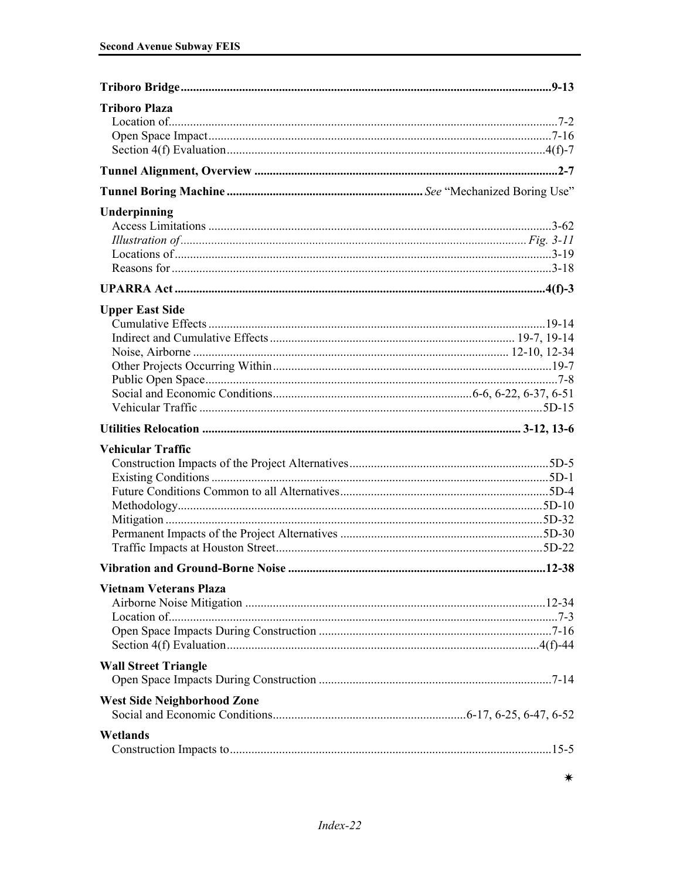**Triboro Bridge** ........ 9-13

**Triboro Plaza**
- Location of........ 7-2
- Open Space Impact........ 7-16
- Section 4(f) Evaluation........ 4(f)-7

**Tunnel Alignment, Overview** ........ 2-7

**Tunnel Boring Machine** ........ *See* "Mechanized Boring Use"

**Underpinning**
- Access Limitations ........ 3-62
- *Illustration of* ........ *Fig. 3-11*
- Locations of ........ 3-19
- Reasons for ........ 3-18

**UPARRA Act** ........ 4(f)-3

**Upper East Side**
- Cumulative Effects ........ 19-14
- Indirect and Cumulative Effects ........ 19-7, 19-14
- Noise, Airborne ........ 12-10, 12-34
- Other Projects Occurring Within ........ 19-7
- Public Open Space ........ 7-8
- Social and Economic Conditions ........ 6-6, 6-22, 6-37, 6-51
- Vehicular Traffic ........ 5D-15

**Utilities Relocation** ........ 3-12, 13-6

**Vehicular Traffic**
- Construction Impacts of the Project Alternatives ........ 5D-5
- Existing Conditions ........ 5D-1
- Future Conditions Common to all Alternatives ........ 5D-4
- Methodology ........ 5D-10
- Mitigation ........ 5D-32
- Permanent Impacts of the Project Alternatives ........ 5D-30
- Traffic Impacts at Houston Street ........ 5D-22

**Vibration and Ground-Borne Noise** ........ 12-38

**Vietnam Veterans Plaza**
- Airborne Noise Mitigation ........ 12-34
- Location of ........ 7-3
- Open Space Impacts During Construction ........ 7-16
- Section 4(f) Evaluation ........ 4(f)-44

**Wall Street Triangle**
- Open Space Impacts During Construction ........ 7-14

**West Side Neighborhood Zone**
- Social and Economic Conditions ........ 6-17, 6-25, 6-47, 6-52

**Wetlands**
- Construction Impacts to ........ 15-5

✷